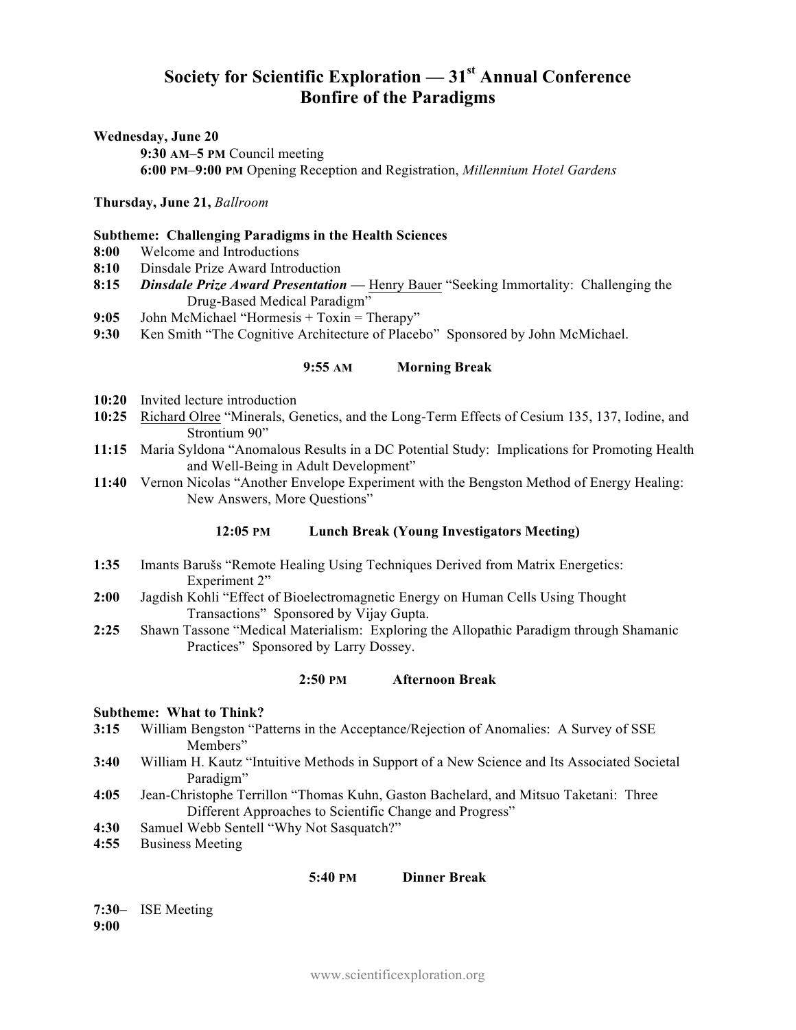# Society for Scientific Exploration — 31st Annual Conference
# Bonfire of the Paradigms

**Wednesday, June 20**

**9:30 AM–5 PM** Council meeting

**6:00 PM–9:00 PM** Opening Reception and Registration, *Millennium Hotel Gardens*

**Thursday, June 21,** *Ballroom*

**Subtheme: Challenging Paradigms in the Health Sciences**

**8:00** Welcome and Introductions

**8:10** Dinsdale Prize Award Introduction

**8:15** ***Dinsdale Prize Award Presentation —*** Henry Bauer "Seeking Immortality: Challenging the Drug-Based Medical Paradigm"

**9:05** John McMichael "Hormesis + Toxin = Therapy"

**9:30** Ken Smith "The Cognitive Architecture of Placebo" Sponsored by John McMichael.

**9:55 AM** **Morning Break**

**10:20** Invited lecture introduction

**10:25** Richard Olree "Minerals, Genetics, and the Long-Term Effects of Cesium 135, 137, Iodine, and Strontium 90"

**11:15** Maria Syldona "Anomalous Results in a DC Potential Study: Implications for Promoting Health and Well-Being in Adult Development"

**11:40** Vernon Nicolas "Another Envelope Experiment with the Bengston Method of Energy Healing: New Answers, More Questions"

**12:05 PM** **Lunch Break (Young Investigators Meeting)**

**1:35** Imants Barušs "Remote Healing Using Techniques Derived from Matrix Energetics: Experiment 2"

**2:00** Jagdish Kohli "Effect of Bioelectromagnetic Energy on Human Cells Using Thought Transactions" Sponsored by Vijay Gupta.

**2:25** Shawn Tassone "Medical Materialism: Exploring the Allopathic Paradigm through Shamanic Practices" Sponsored by Larry Dossey.

**2:50 PM** **Afternoon Break**

**Subtheme: What to Think?**

**3:15** William Bengston "Patterns in the Acceptance/Rejection of Anomalies: A Survey of SSE Members"

**3:40** William H. Kautz "Intuitive Methods in Support of a New Science and Its Associated Societal Paradigm"

**4:05** Jean-Christophe Terrillon "Thomas Kuhn, Gaston Bachelard, and Mitsuo Taketani: Three Different Approaches to Scientific Change and Progress"

**4:30** Samuel Webb Sentell "Why Not Sasquatch?"

**4:55** Business Meeting

**5:40 PM** **Dinner Break**

**7:30–9:00** ISE Meeting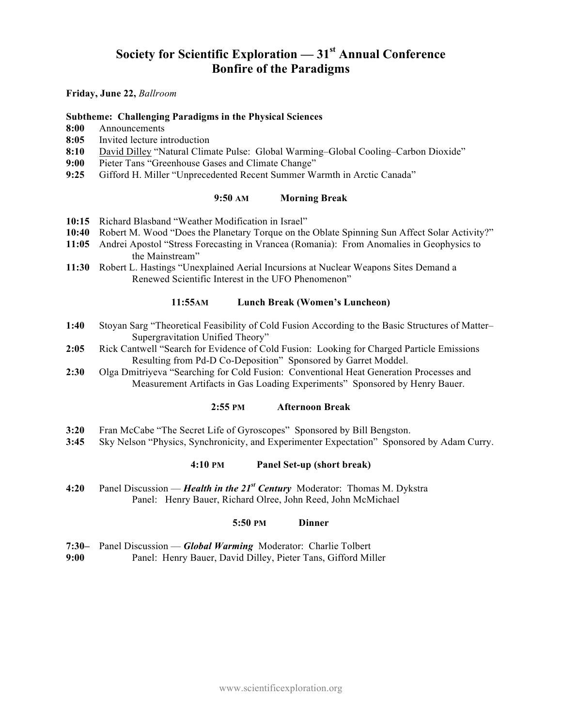# Society for Scientific Exploration — 31st Annual Conference
# Bonfire of the Paradigms

**Friday, June 22,** *Ballroom*

**Subtheme: Challenging Paradigms in the Physical Sciences**

**8:00** Announcements
**8:05** Invited lecture introduction
**8:10** David Dilley "Natural Climate Pulse: Global Warming–Global Cooling–Carbon Dioxide"
**9:00** Pieter Tans "Greenhouse Gases and Climate Change"
**9:25** Gifford H. Miller "Unprecedented Recent Summer Warmth in Arctic Canada"

**9:50 AM Morning Break**

**10:15** Richard Blasband "Weather Modification in Israel"
**10:40** Robert M. Wood "Does the Planetary Torque on the Oblate Spinning Sun Affect Solar Activity?"
**11:05** Andrei Apostol "Stress Forecasting in Vrancea (Romania): From Anomalies in Geophysics to the Mainstream"
**11:30** Robert L. Hastings "Unexplained Aerial Incursions at Nuclear Weapons Sites Demand a Renewed Scientific Interest in the UFO Phenomenon"

**11:55AM Lunch Break (Women's Luncheon)**

**1:40** Stoyan Sarg "Theoretical Feasibility of Cold Fusion According to the Basic Structures of Matter–Supergravitation Unified Theory"
**2:05** Rick Cantwell "Search for Evidence of Cold Fusion: Looking for Charged Particle Emissions Resulting from Pd-D Co-Deposition" Sponsored by Garret Moddel.
**2:30** Olga Dmitriyeva "Searching for Cold Fusion: Conventional Heat Generation Processes and Measurement Artifacts in Gas Loading Experiments" Sponsored by Henry Bauer.

**2:55 PM Afternoon Break**

**3:20** Fran McCabe "The Secret Life of Gyroscopes" Sponsored by Bill Bengston.
**3:45** Sky Nelson "Physics, Synchronicity, and Experimenter Expectation" Sponsored by Adam Curry.

**4:10 PM Panel Set-up (short break)**

**4:20** Panel Discussion — ***Health in the 21st Century*** Moderator: Thomas M. Dykstra
Panel: Henry Bauer, Richard Olree, John Reed, John McMichael

**5:50 PM Dinner**

**7:30–9:00** Panel Discussion — ***Global Warming*** Moderator: Charlie Tolbert
Panel: Henry Bauer, David Dilley, Pieter Tans, Gifford Miller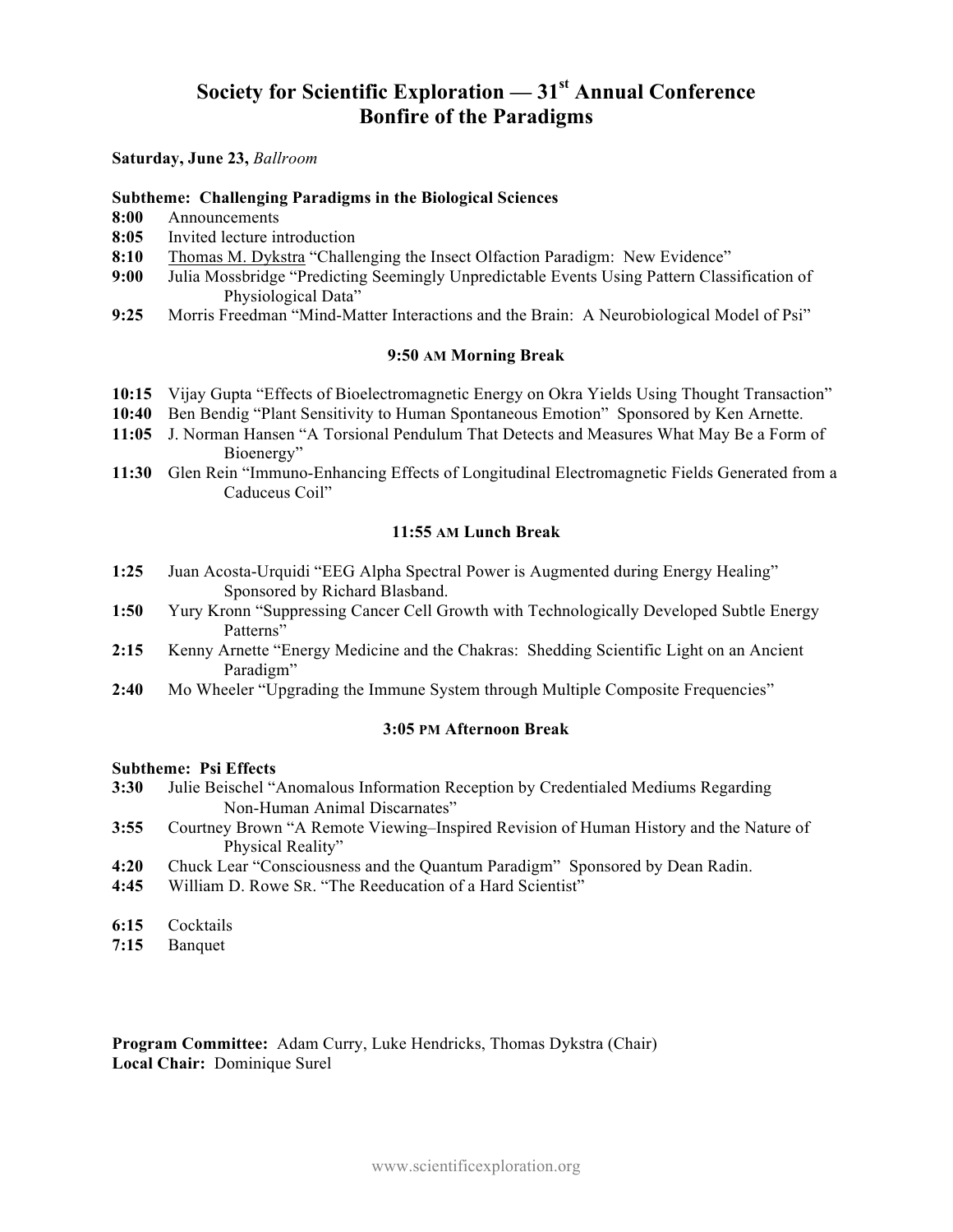# Society for Scientific Exploration — 31st Annual Conference
# Bonfire of the Paradigms

**Saturday, June 23,** *Ballroom*

**Subtheme: Challenging Paradigms in the Biological Sciences**

**8:00** Announcements
**8:05** Invited lecture introduction
**8:10** Thomas M. Dykstra "Challenging the Insect Olfaction Paradigm: New Evidence"
**9:00** Julia Mossbridge "Predicting Seemingly Unpredictable Events Using Pattern Classification of Physiological Data"
**9:25** Morris Freedman "Mind-Matter Interactions and the Brain: A Neurobiological Model of Psi"

**9:50 AM Morning Break**

**10:15** Vijay Gupta "Effects of Bioelectromagnetic Energy on Okra Yields Using Thought Transaction"
**10:40** Ben Bendig "Plant Sensitivity to Human Spontaneous Emotion" Sponsored by Ken Arnette.
**11:05** J. Norman Hansen "A Torsional Pendulum That Detects and Measures What May Be a Form of Bioenergy"
**11:30** Glen Rein "Immuno-Enhancing Effects of Longitudinal Electromagnetic Fields Generated from a Caduceus Coil"

**11:55 AM Lunch Break**

**1:25** Juan Acosta-Urquidi "EEG Alpha Spectral Power is Augmented during Energy Healing" Sponsored by Richard Blasband.
**1:50** Yury Kronn "Suppressing Cancer Cell Growth with Technologically Developed Subtle Energy Patterns"
**2:15** Kenny Arnette "Energy Medicine and the Chakras: Shedding Scientific Light on an Ancient Paradigm"
**2:40** Mo Wheeler "Upgrading the Immune System through Multiple Composite Frequencies"

**3:05 PM Afternoon Break**

**Subtheme: Psi Effects**

**3:30** Julie Beischel "Anomalous Information Reception by Credentialed Mediums Regarding Non-Human Animal Discarnates"
**3:55** Courtney Brown "A Remote Viewing–Inspired Revision of Human History and the Nature of Physical Reality"
**4:20** Chuck Lear "Consciousness and the Quantum Paradigm" Sponsored by Dean Radin.
**4:45** William D. Rowe Sr. "The Reeducation of a Hard Scientist"

**6:15** Cocktails
**7:15** Banquet

**Program Committee:** Adam Curry, Luke Hendricks, Thomas Dykstra (Chair)
**Local Chair:** Dominique Surel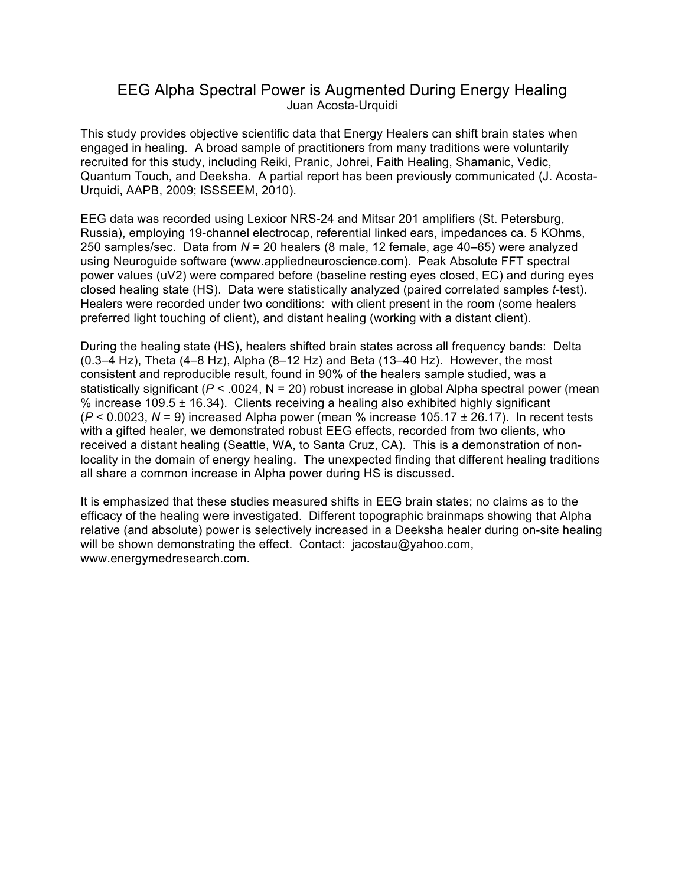# EEG Alpha Spectral Power is Augmented During Energy Healing

Juan Acosta-Urquidi

This study provides objective scientific data that Energy Healers can shift brain states when engaged in healing. A broad sample of practitioners from many traditions were voluntarily recruited for this study, including Reiki, Pranic, Johrei, Faith Healing, Shamanic, Vedic, Quantum Touch, and Deeksha. A partial report has been previously communicated (J. Acosta-Urquidi, AAPB, 2009; ISSSEEM, 2010).

EEG data was recorded using Lexicor NRS-24 and Mitsar 201 amplifiers (St. Petersburg, Russia), employing 19-channel electrocap, referential linked ears, impedances ca. 5 KOhms, 250 samples/sec. Data from $N = 20$ healers (8 male, 12 female, age 40–65) were analyzed using Neuroguide software (www.appliedneuroscience.com). Peak Absolute FFT spectral power values (uV2) were compared before (baseline resting eyes closed, EC) and during eyes closed healing state (HS). Data were statistically analyzed (paired correlated samples *t*-test). Healers were recorded under two conditions: with client present in the room (some healers preferred light touching of client), and distant healing (working with a distant client).

During the healing state (HS), healers shifted brain states across all frequency bands: Delta (0.3–4 Hz), Theta (4–8 Hz), Alpha (8–12 Hz) and Beta (13–40 Hz). However, the most consistent and reproducible result, found in 90% of the healers sample studied, was a statistically significant ($P < .0024$, N = 20) robust increase in global Alpha spectral power (mean % increase 109.5 ± 16.34). Clients receiving a healing also exhibited highly significant ($P < 0.0023$, $N = 9$) increased Alpha power (mean % increase 105.17 ± 26.17). In recent tests with a gifted healer, we demonstrated robust EEG effects, recorded from two clients, who received a distant healing (Seattle, WA, to Santa Cruz, CA). This is a demonstration of non-locality in the domain of energy healing. The unexpected finding that different healing traditions all share a common increase in Alpha power during HS is discussed.

It is emphasized that these studies measured shifts in EEG brain states; no claims as to the efficacy of the healing were investigated. Different topographic brainmaps showing that Alpha relative (and absolute) power is selectively increased in a Deeksha healer during on-site healing will be shown demonstrating the effect. Contact: jacostau@yahoo.com, www.energymedresearch.com.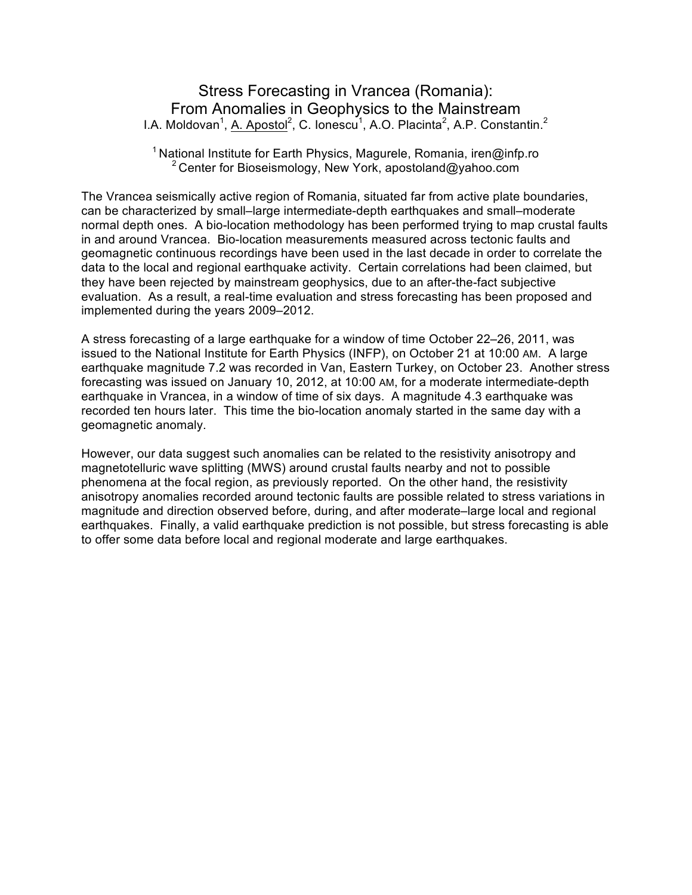# Stress Forecasting in Vrancea (Romania): From Anomalies in Geophysics to the Mainstream

I.A. Moldovan[1], A. Apostol[2], C. Ionescu[1], A.O. Placinta[2], A.P. Constantin.[2]

[1] National Institute for Earth Physics, Magurele, Romania, iren@infp.ro
[2] Center for Bioseismology, New York, apostoland@yahoo.com

The Vrancea seismically active region of Romania, situated far from active plate boundaries, can be characterized by small–large intermediate-depth earthquakes and small–moderate normal depth ones. A bio-location methodology has been performed trying to map crustal faults in and around Vrancea. Bio-location measurements measured across tectonic faults and geomagnetic continuous recordings have been used in the last decade in order to correlate the data to the local and regional earthquake activity. Certain correlations had been claimed, but they have been rejected by mainstream geophysics, due to an after-the-fact subjective evaluation. As a result, a real-time evaluation and stress forecasting has been proposed and implemented during the years 2009–2012.

A stress forecasting of a large earthquake for a window of time October 22–26, 2011, was issued to the National Institute for Earth Physics (INFP), on October 21 at 10:00 AM. A large earthquake magnitude 7.2 was recorded in Van, Eastern Turkey, on October 23. Another stress forecasting was issued on January 10, 2012, at 10:00 AM, for a moderate intermediate-depth earthquake in Vrancea, in a window of time of six days. A magnitude 4.3 earthquake was recorded ten hours later. This time the bio-location anomaly started in the same day with a geomagnetic anomaly.

However, our data suggest such anomalies can be related to the resistivity anisotropy and magnetotelluric wave splitting (MWS) around crustal faults nearby and not to possible phenomena at the focal region, as previously reported. On the other hand, the resistivity anisotropy anomalies recorded around tectonic faults are possible related to stress variations in magnitude and direction observed before, during, and after moderate–large local and regional earthquakes. Finally, a valid earthquake prediction is not possible, but stress forecasting is able to offer some data before local and regional moderate and large earthquakes.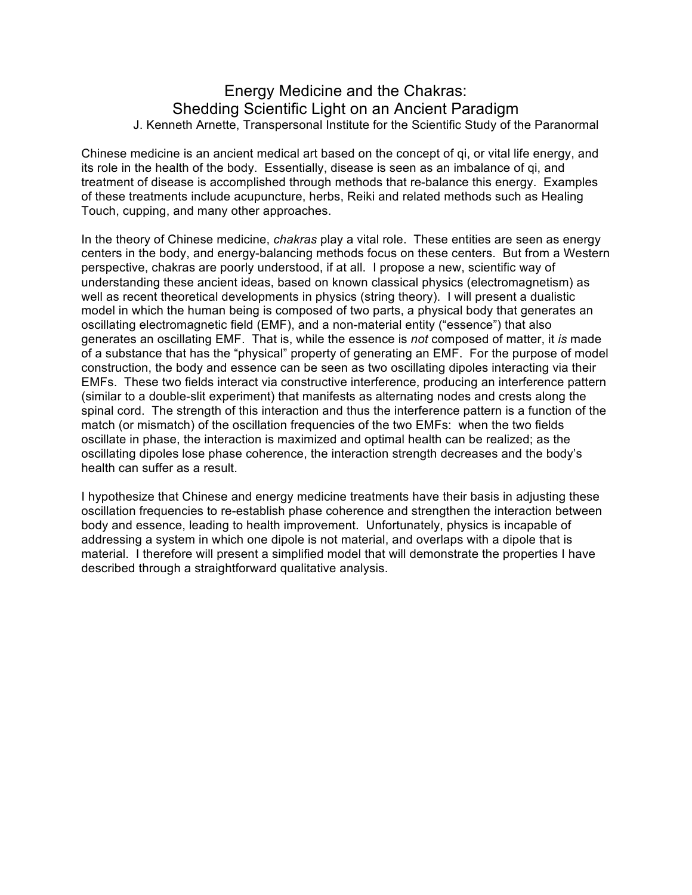# Energy Medicine and the Chakras:
# Shedding Scientific Light on an Ancient Paradigm

J. Kenneth Arnette, Transpersonal Institute for the Scientific Study of the Paranormal

Chinese medicine is an ancient medical art based on the concept of qi, or vital life energy, and its role in the health of the body. Essentially, disease is seen as an imbalance of qi, and treatment of disease is accomplished through methods that re-balance this energy. Examples of these treatments include acupuncture, herbs, Reiki and related methods such as Healing Touch, cupping, and many other approaches.

In the theory of Chinese medicine, *chakras* play a vital role. These entities are seen as energy centers in the body, and energy-balancing methods focus on these centers. But from a Western perspective, chakras are poorly understood, if at all. I propose a new, scientific way of understanding these ancient ideas, based on known classical physics (electromagnetism) as well as recent theoretical developments in physics (string theory). I will present a dualistic model in which the human being is composed of two parts, a physical body that generates an oscillating electromagnetic field (EMF), and a non-material entity ("essence") that also generates an oscillating EMF. That is, while the essence is *not* composed of matter, it *is* made of a substance that has the "physical" property of generating an EMF. For the purpose of model construction, the body and essence can be seen as two oscillating dipoles interacting via their EMFs. These two fields interact via constructive interference, producing an interference pattern (similar to a double-slit experiment) that manifests as alternating nodes and crests along the spinal cord. The strength of this interaction and thus the interference pattern is a function of the match (or mismatch) of the oscillation frequencies of the two EMFs: when the two fields oscillate in phase, the interaction is maximized and optimal health can be realized; as the oscillating dipoles lose phase coherence, the interaction strength decreases and the body's health can suffer as a result.

I hypothesize that Chinese and energy medicine treatments have their basis in adjusting these oscillation frequencies to re-establish phase coherence and strengthen the interaction between body and essence, leading to health improvement. Unfortunately, physics is incapable of addressing a system in which one dipole is not material, and overlaps with a dipole that is material. I therefore will present a simplified model that will demonstrate the properties I have described through a straightforward qualitative analysis.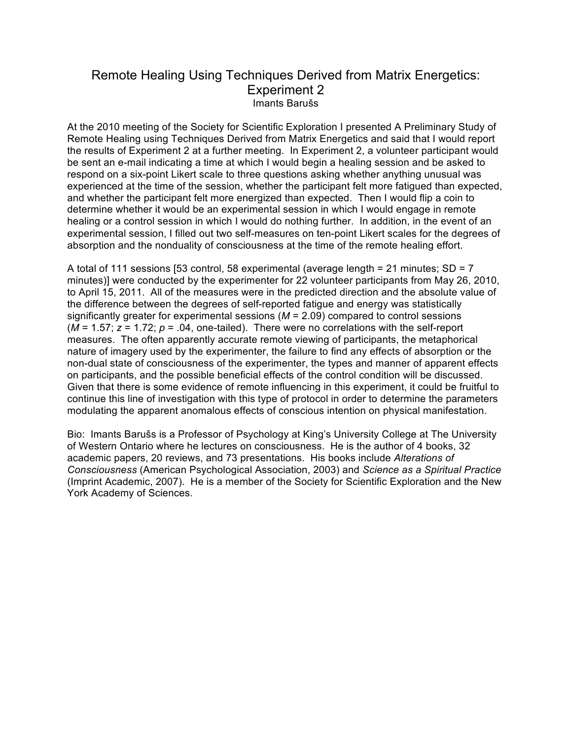# Remote Healing Using Techniques Derived from Matrix Energetics: Experiment 2

Imants Barušs

At the 2010 meeting of the Society for Scientific Exploration I presented A Preliminary Study of Remote Healing using Techniques Derived from Matrix Energetics and said that I would report the results of Experiment 2 at a further meeting. In Experiment 2, a volunteer participant would be sent an e-mail indicating a time at which I would begin a healing session and be asked to respond on a six-point Likert scale to three questions asking whether anything unusual was experienced at the time of the session, whether the participant felt more fatigued than expected, and whether the participant felt more energized than expected. Then I would flip a coin to determine whether it would be an experimental session in which I would engage in remote healing or a control session in which I would do nothing further. In addition, in the event of an experimental session, I filled out two self-measures on ten-point Likert scales for the degrees of absorption and the nonduality of consciousness at the time of the remote healing effort.

A total of 111 sessions [53 control, 58 experimental (average length = 21 minutes; SD = 7 minutes)] were conducted by the experimenter for 22 volunteer participants from May 26, 2010, to April 15, 2011. All of the measures were in the predicted direction and the absolute value of the difference between the degrees of self-reported fatigue and energy was statistically significantly greater for experimental sessions ($M = 2.09$) compared to control sessions ($M = 1.57$; $z = 1.72$; $p = .04$, one-tailed). There were no correlations with the self-report measures. The often apparently accurate remote viewing of participants, the metaphorical nature of imagery used by the experimenter, the failure to find any effects of absorption or the non-dual state of consciousness of the experimenter, the types and manner of apparent effects on participants, and the possible beneficial effects of the control condition will be discussed. Given that there is some evidence of remote influencing in this experiment, it could be fruitful to continue this line of investigation with this type of protocol in order to determine the parameters modulating the apparent anomalous effects of conscious intention on physical manifestation.

Bio: Imants Barušs is a Professor of Psychology at King's University College at The University of Western Ontario where he lectures on consciousness. He is the author of 4 books, 32 academic papers, 20 reviews, and 73 presentations. His books include *Alterations of Consciousness* (American Psychological Association, 2003) and *Science as a Spiritual Practice* (Imprint Academic, 2007). He is a member of the Society for Scientific Exploration and the New York Academy of Sciences.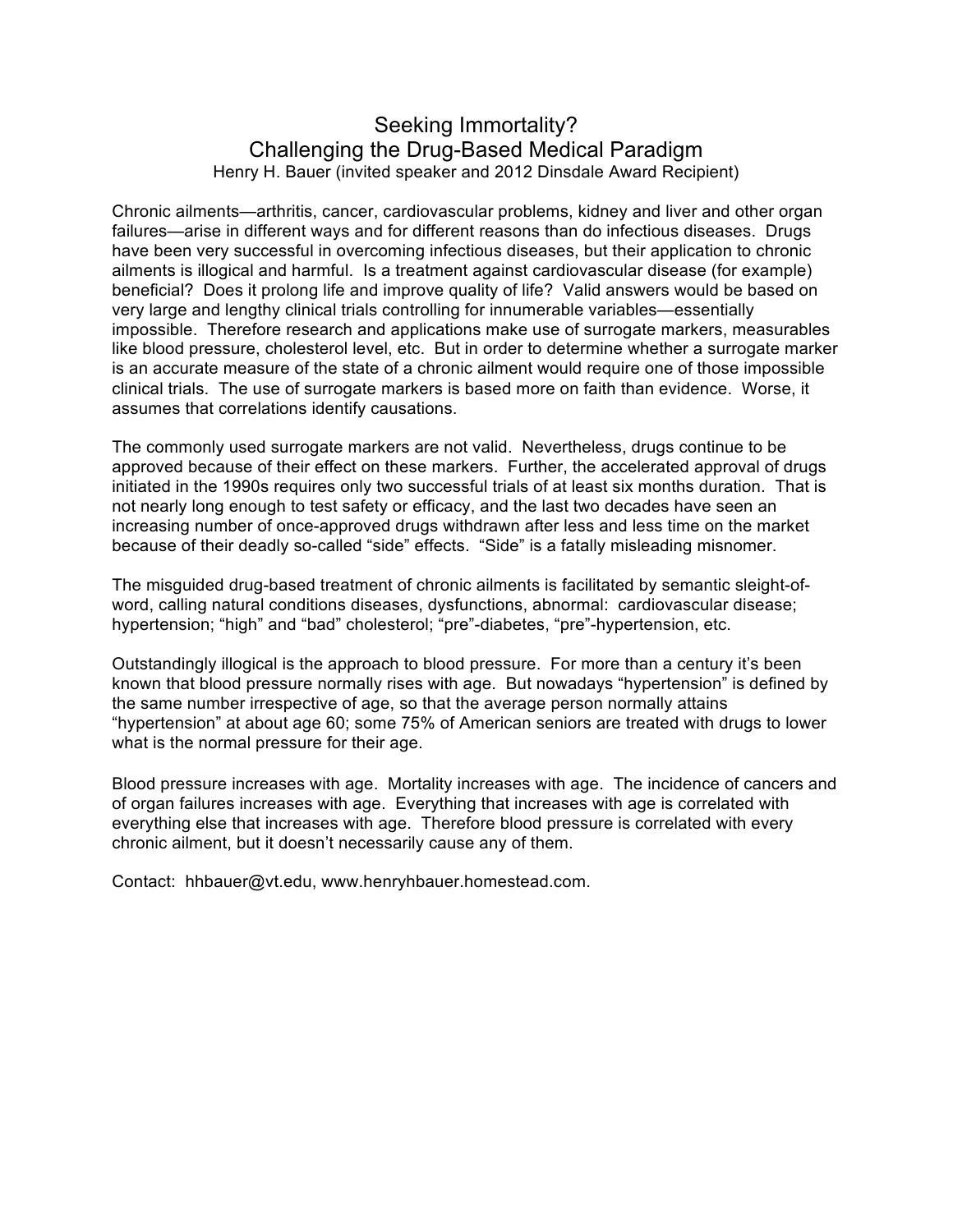# Seeking Immortality?
## Challenging the Drug-Based Medical Paradigm

Henry H. Bauer (invited speaker and 2012 Dinsdale Award Recipient)

Chronic ailments—arthritis, cancer, cardiovascular problems, kidney and liver and other organ failures—arise in different ways and for different reasons than do infectious diseases. Drugs have been very successful in overcoming infectious diseases, but their application to chronic ailments is illogical and harmful. Is a treatment against cardiovascular disease (for example) beneficial? Does it prolong life and improve quality of life? Valid answers would be based on very large and lengthy clinical trials controlling for innumerable variables—essentially impossible. Therefore research and applications make use of surrogate markers, measurables like blood pressure, cholesterol level, etc. But in order to determine whether a surrogate marker is an accurate measure of the state of a chronic ailment would require one of those impossible clinical trials. The use of surrogate markers is based more on faith than evidence. Worse, it assumes that correlations identify causations.

The commonly used surrogate markers are not valid. Nevertheless, drugs continue to be approved because of their effect on these markers. Further, the accelerated approval of drugs initiated in the 1990s requires only two successful trials of at least six months duration. That is not nearly long enough to test safety or efficacy, and the last two decades have seen an increasing number of once-approved drugs withdrawn after less and less time on the market because of their deadly so-called "side" effects. "Side" is a fatally misleading misnomer.

The misguided drug-based treatment of chronic ailments is facilitated by semantic sleight-of-word, calling natural conditions diseases, dysfunctions, abnormal: cardiovascular disease; hypertension; "high" and "bad" cholesterol; "pre"-diabetes, "pre"-hypertension, etc.

Outstandingly illogical is the approach to blood pressure. For more than a century it's been known that blood pressure normally rises with age. But nowadays "hypertension" is defined by the same number irrespective of age, so that the average person normally attains "hypertension" at about age 60; some 75% of American seniors are treated with drugs to lower what is the normal pressure for their age.

Blood pressure increases with age. Mortality increases with age. The incidence of cancers and of organ failures increases with age. Everything that increases with age is correlated with everything else that increases with age. Therefore blood pressure is correlated with every chronic ailment, but it doesn't necessarily cause any of them.

Contact: hhbauer@vt.edu, www.henryhbauer.homestead.com.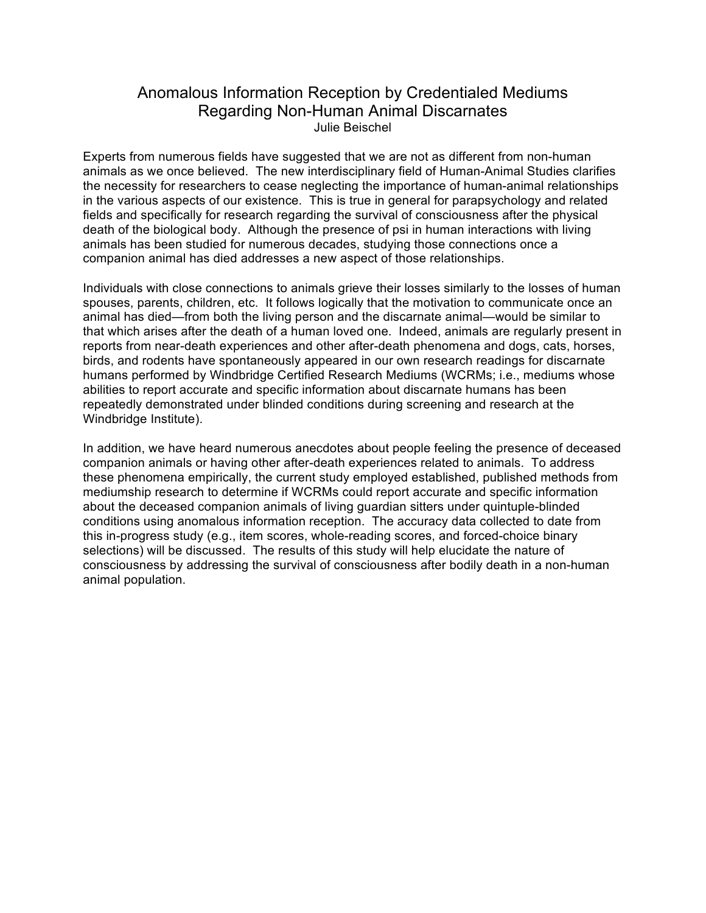# Anomalous Information Reception by Credentialed Mediums Regarding Non-Human Animal Discarnates

Julie Beischel

Experts from numerous fields have suggested that we are not as different from non-human animals as we once believed. The new interdisciplinary field of Human-Animal Studies clarifies the necessity for researchers to cease neglecting the importance of human-animal relationships in the various aspects of our existence. This is true in general for parapsychology and related fields and specifically for research regarding the survival of consciousness after the physical death of the biological body. Although the presence of psi in human interactions with living animals has been studied for numerous decades, studying those connections once a companion animal has died addresses a new aspect of those relationships.

Individuals with close connections to animals grieve their losses similarly to the losses of human spouses, parents, children, etc. It follows logically that the motivation to communicate once an animal has died—from both the living person and the discarnate animal—would be similar to that which arises after the death of a human loved one. Indeed, animals are regularly present in reports from near-death experiences and other after-death phenomena and dogs, cats, horses, birds, and rodents have spontaneously appeared in our own research readings for discarnate humans performed by Windbridge Certified Research Mediums (WCRMs; i.e., mediums whose abilities to report accurate and specific information about discarnate humans has been repeatedly demonstrated under blinded conditions during screening and research at the Windbridge Institute).

In addition, we have heard numerous anecdotes about people feeling the presence of deceased companion animals or having other after-death experiences related to animals. To address these phenomena empirically, the current study employed established, published methods from mediumship research to determine if WCRMs could report accurate and specific information about the deceased companion animals of living guardian sitters under quintuple-blinded conditions using anomalous information reception. The accuracy data collected to date from this in-progress study (e.g., item scores, whole-reading scores, and forced-choice binary selections) will be discussed. The results of this study will help elucidate the nature of consciousness by addressing the survival of consciousness after bodily death in a non-human animal population.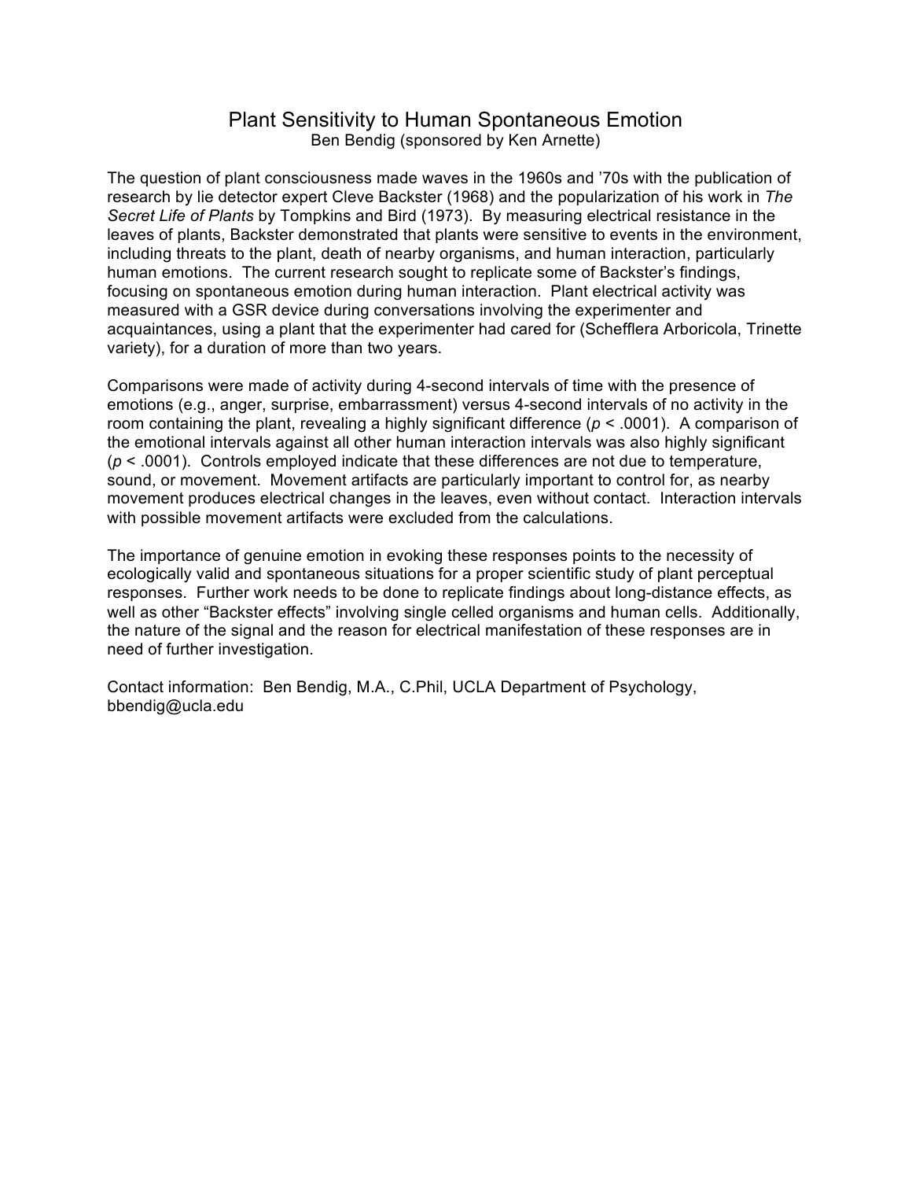# Plant Sensitivity to Human Spontaneous Emotion

Ben Bendig (sponsored by Ken Arnette)

The question of plant consciousness made waves in the 1960s and '70s with the publication of research by lie detector expert Cleve Backster (1968) and the popularization of his work in *The Secret Life of Plants* by Tompkins and Bird (1973). By measuring electrical resistance in the leaves of plants, Backster demonstrated that plants were sensitive to events in the environment, including threats to the plant, death of nearby organisms, and human interaction, particularly human emotions. The current research sought to replicate some of Backster's findings, focusing on spontaneous emotion during human interaction. Plant electrical activity was measured with a GSR device during conversations involving the experimenter and acquaintances, using a plant that the experimenter had cared for (Schefflera Arboricola, Trinette variety), for a duration of more than two years.

Comparisons were made of activity during 4-second intervals of time with the presence of emotions (e.g., anger, surprise, embarrassment) versus 4-second intervals of no activity in the room containing the plant, revealing a highly significant difference ($p < .0001$). A comparison of the emotional intervals against all other human interaction intervals was also highly significant ($p < .0001$). Controls employed indicate that these differences are not due to temperature, sound, or movement. Movement artifacts are particularly important to control for, as nearby movement produces electrical changes in the leaves, even without contact. Interaction intervals with possible movement artifacts were excluded from the calculations.

The importance of genuine emotion in evoking these responses points to the necessity of ecologically valid and spontaneous situations for a proper scientific study of plant perceptual responses. Further work needs to be done to replicate findings about long-distance effects, as well as other "Backster effects" involving single celled organisms and human cells. Additionally, the nature of the signal and the reason for electrical manifestation of these responses are in need of further investigation.

Contact information: Ben Bendig, M.A., C.Phil, UCLA Department of Psychology, bbendig@ucla.edu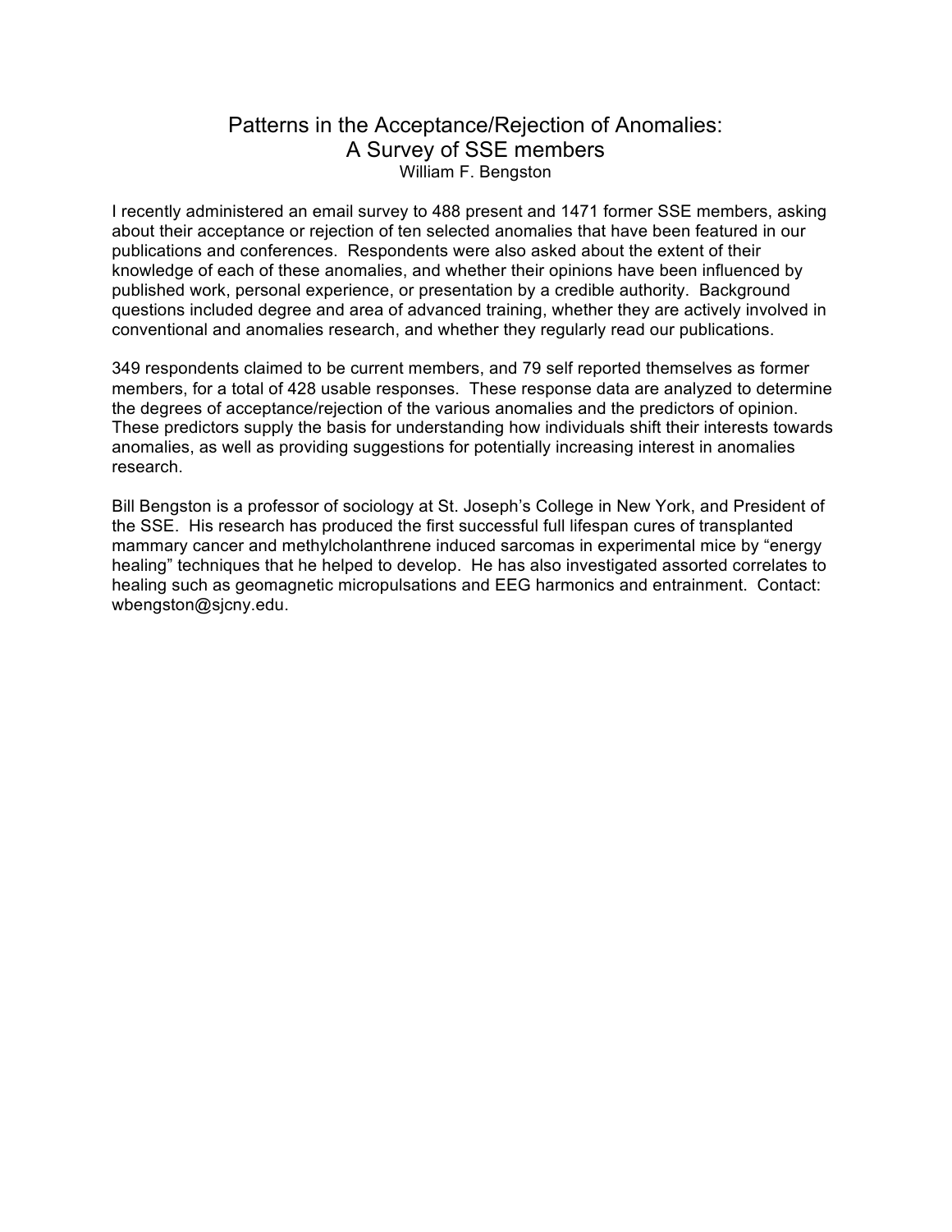# Patterns in the Acceptance/Rejection of Anomalies: A Survey of SSE members

William F. Bengston

I recently administered an email survey to 488 present and 1471 former SSE members, asking about their acceptance or rejection of ten selected anomalies that have been featured in our publications and conferences. Respondents were also asked about the extent of their knowledge of each of these anomalies, and whether their opinions have been influenced by published work, personal experience, or presentation by a credible authority. Background questions included degree and area of advanced training, whether they are actively involved in conventional and anomalies research, and whether they regularly read our publications.

349 respondents claimed to be current members, and 79 self reported themselves as former members, for a total of 428 usable responses. These response data are analyzed to determine the degrees of acceptance/rejection of the various anomalies and the predictors of opinion. These predictors supply the basis for understanding how individuals shift their interests towards anomalies, as well as providing suggestions for potentially increasing interest in anomalies research.

Bill Bengston is a professor of sociology at St. Joseph's College in New York, and President of the SSE. His research has produced the first successful full lifespan cures of transplanted mammary cancer and methylcholanthrene induced sarcomas in experimental mice by "energy healing" techniques that he helped to develop. He has also investigated assorted correlates to healing such as geomagnetic micropulsations and EEG harmonics and entrainment. Contact: wbengston@sjcny.edu.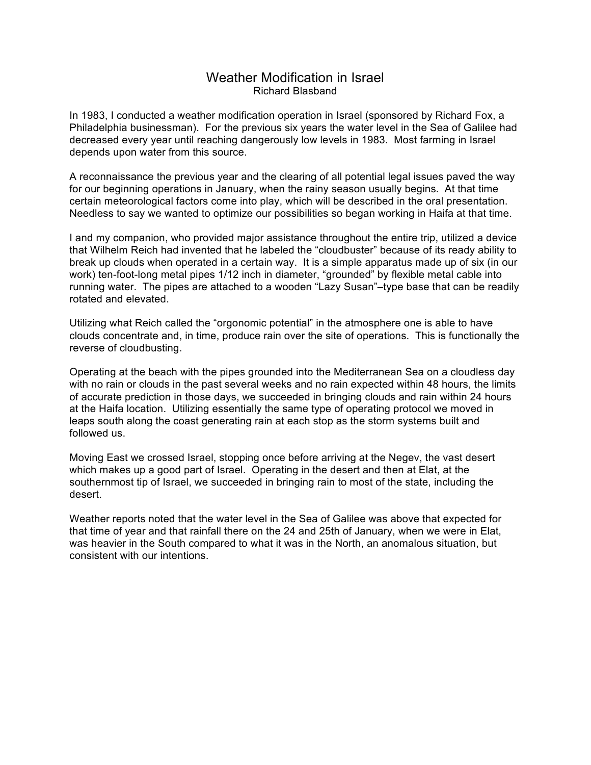# Weather Modification in Israel

Richard Blasband

In 1983, I conducted a weather modification operation in Israel (sponsored by Richard Fox, a Philadelphia businessman). For the previous six years the water level in the Sea of Galilee had decreased every year until reaching dangerously low levels in 1983. Most farming in Israel depends upon water from this source.

A reconnaissance the previous year and the clearing of all potential legal issues paved the way for our beginning operations in January, when the rainy season usually begins. At that time certain meteorological factors come into play, which will be described in the oral presentation. Needless to say we wanted to optimize our possibilities so began working in Haifa at that time.

I and my companion, who provided major assistance throughout the entire trip, utilized a device that Wilhelm Reich had invented that he labeled the "cloudbuster" because of its ready ability to break up clouds when operated in a certain way. It is a simple apparatus made up of six (in our work) ten-foot-long metal pipes 1/12 inch in diameter, "grounded" by flexible metal cable into running water. The pipes are attached to a wooden "Lazy Susan"–type base that can be readily rotated and elevated.

Utilizing what Reich called the "orgonomic potential" in the atmosphere one is able to have clouds concentrate and, in time, produce rain over the site of operations. This is functionally the reverse of cloudbusting.

Operating at the beach with the pipes grounded into the Mediterranean Sea on a cloudless day with no rain or clouds in the past several weeks and no rain expected within 48 hours, the limits of accurate prediction in those days, we succeeded in bringing clouds and rain within 24 hours at the Haifa location. Utilizing essentially the same type of operating protocol we moved in leaps south along the coast generating rain at each stop as the storm systems built and followed us.

Moving East we crossed Israel, stopping once before arriving at the Negev, the vast desert which makes up a good part of Israel. Operating in the desert and then at Elat, at the southernmost tip of Israel, we succeeded in bringing rain to most of the state, including the desert.

Weather reports noted that the water level in the Sea of Galilee was above that expected for that time of year and that rainfall there on the 24 and 25th of January, when we were in Elat, was heavier in the South compared to what it was in the North, an anomalous situation, but consistent with our intentions.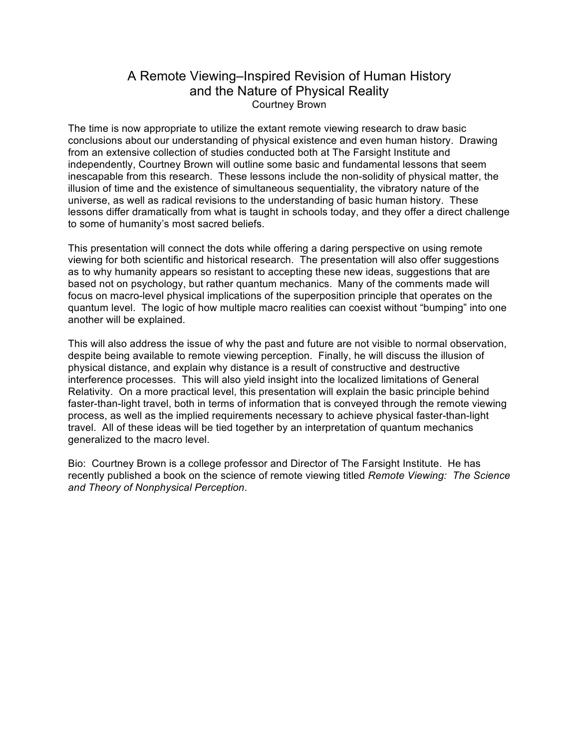# A Remote Viewing–Inspired Revision of Human History and the Nature of Physical Reality

Courtney Brown

The time is now appropriate to utilize the extant remote viewing research to draw basic conclusions about our understanding of physical existence and even human history. Drawing from an extensive collection of studies conducted both at The Farsight Institute and independently, Courtney Brown will outline some basic and fundamental lessons that seem inescapable from this research. These lessons include the non-solidity of physical matter, the illusion of time and the existence of simultaneous sequentiality, the vibratory nature of the universe, as well as radical revisions to the understanding of basic human history. These lessons differ dramatically from what is taught in schools today, and they offer a direct challenge to some of humanity's most sacred beliefs.

This presentation will connect the dots while offering a daring perspective on using remote viewing for both scientific and historical research. The presentation will also offer suggestions as to why humanity appears so resistant to accepting these new ideas, suggestions that are based not on psychology, but rather quantum mechanics. Many of the comments made will focus on macro-level physical implications of the superposition principle that operates on the quantum level. The logic of how multiple macro realities can coexist without "bumping" into one another will be explained.

This will also address the issue of why the past and future are not visible to normal observation, despite being available to remote viewing perception. Finally, he will discuss the illusion of physical distance, and explain why distance is a result of constructive and destructive interference processes. This will also yield insight into the localized limitations of General Relativity. On a more practical level, this presentation will explain the basic principle behind faster-than-light travel, both in terms of information that is conveyed through the remote viewing process, as well as the implied requirements necessary to achieve physical faster-than-light travel. All of these ideas will be tied together by an interpretation of quantum mechanics generalized to the macro level.

Bio: Courtney Brown is a college professor and Director of The Farsight Institute. He has recently published a book on the science of remote viewing titled *Remote Viewing: The Science and Theory of Nonphysical Perception*.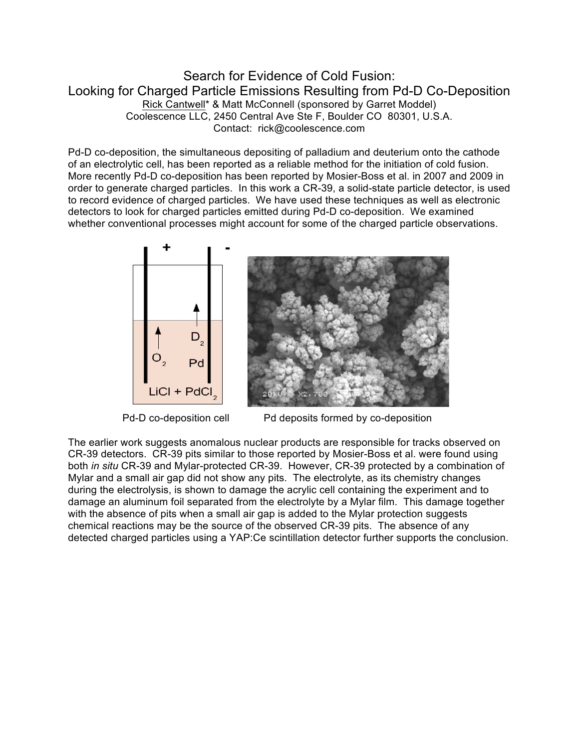# Search for Evidence of Cold Fusion:
## Looking for Charged Particle Emissions Resulting from Pd-D Co-Deposition

Rick Cantwell* & Matt McConnell (sponsored by Garret Moddel)
Coolescence LLC, 2450 Central Ave Ste F, Boulder CO 80301, U.S.A.
Contact: rick@coolescence.com

Pd-D co-deposition, the simultaneous depositing of palladium and deuterium onto the cathode of an electrolytic cell, has been reported as a reliable method for the initiation of cold fusion. More recently Pd-D co-deposition has been reported by Mosier-Boss et al. in 2007 and 2009 in order to generate charged particles. In this work a CR-39, a solid-state particle detector, is used to record evidence of charged particles. We have used these techniques as well as electronic detectors to look for charged particles emitted during Pd-D co-deposition. We examined whether conventional processes might account for some of the charged particle observations.

Pd-D co-deposition cell

Pd deposits formed by co-deposition

The earlier work suggests anomalous nuclear products are responsible for tracks observed on CR-39 detectors. CR-39 pits similar to those reported by Mosier-Boss et al. were found using both *in situ* CR-39 and Mylar-protected CR-39. However, CR-39 protected by a combination of Mylar and a small air gap did not show any pits. The electrolyte, as its chemistry changes during the electrolysis, is shown to damage the acrylic cell containing the experiment and to damage an aluminum foil separated from the electrolyte by a Mylar film. This damage together with the absence of pits when a small air gap is added to the Mylar protection suggests chemical reactions may be the source of the observed CR-39 pits. The absence of any detected charged particles using a YAP:Ce scintillation detector further supports the conclusion.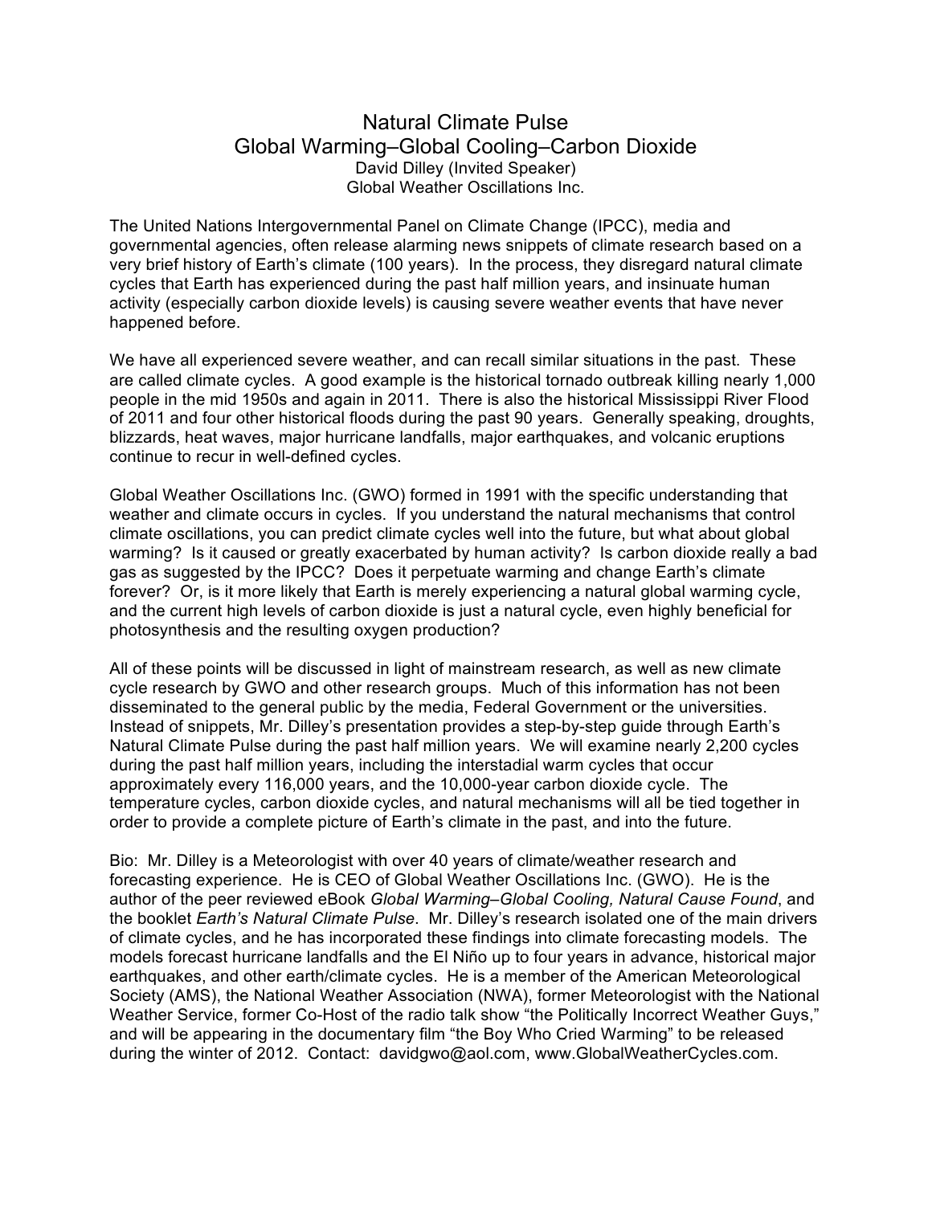# Natural Climate Pulse
## Global Warming–Global Cooling–Carbon Dioxide

David Dilley (Invited Speaker)
Global Weather Oscillations Inc.

The United Nations Intergovernmental Panel on Climate Change (IPCC), media and governmental agencies, often release alarming news snippets of climate research based on a very brief history of Earth's climate (100 years). In the process, they disregard natural climate cycles that Earth has experienced during the past half million years, and insinuate human activity (especially carbon dioxide levels) is causing severe weather events that have never happened before.

We have all experienced severe weather, and can recall similar situations in the past. These are called climate cycles. A good example is the historical tornado outbreak killing nearly 1,000 people in the mid 1950s and again in 2011. There is also the historical Mississippi River Flood of 2011 and four other historical floods during the past 90 years. Generally speaking, droughts, blizzards, heat waves, major hurricane landfalls, major earthquakes, and volcanic eruptions continue to recur in well-defined cycles.

Global Weather Oscillations Inc. (GWO) formed in 1991 with the specific understanding that weather and climate occurs in cycles. If you understand the natural mechanisms that control climate oscillations, you can predict climate cycles well into the future, but what about global warming? Is it caused or greatly exacerbated by human activity? Is carbon dioxide really a bad gas as suggested by the IPCC? Does it perpetuate warming and change Earth's climate forever? Or, is it more likely that Earth is merely experiencing a natural global warming cycle, and the current high levels of carbon dioxide is just a natural cycle, even highly beneficial for photosynthesis and the resulting oxygen production?

All of these points will be discussed in light of mainstream research, as well as new climate cycle research by GWO and other research groups. Much of this information has not been disseminated to the general public by the media, Federal Government or the universities. Instead of snippets, Mr. Dilley's presentation provides a step-by-step guide through Earth's Natural Climate Pulse during the past half million years. We will examine nearly 2,200 cycles during the past half million years, including the interstadial warm cycles that occur approximately every 116,000 years, and the 10,000-year carbon dioxide cycle. The temperature cycles, carbon dioxide cycles, and natural mechanisms will all be tied together in order to provide a complete picture of Earth's climate in the past, and into the future.

Bio: Mr. Dilley is a Meteorologist with over 40 years of climate/weather research and forecasting experience. He is CEO of Global Weather Oscillations Inc. (GWO). He is the author of the peer reviewed eBook *Global Warming–Global Cooling, Natural Cause Found*, and the booklet *Earth's Natural Climate Pulse*. Mr. Dilley's research isolated one of the main drivers of climate cycles, and he has incorporated these findings into climate forecasting models. The models forecast hurricane landfalls and the El Niño up to four years in advance, historical major earthquakes, and other earth/climate cycles. He is a member of the American Meteorological Society (AMS), the National Weather Association (NWA), former Meteorologist with the National Weather Service, former Co-Host of the radio talk show "the Politically Incorrect Weather Guys," and will be appearing in the documentary film "the Boy Who Cried Warming" to be released during the winter of 2012. Contact: davidgwo@aol.com, www.GlobalWeatherCycles.com.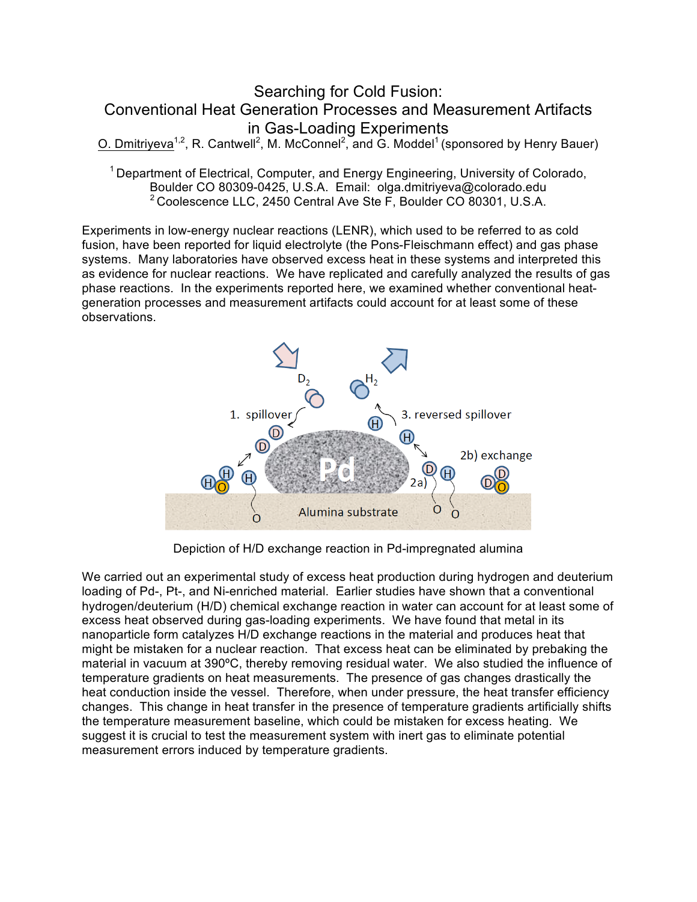# Searching for Cold Fusion: Conventional Heat Generation Processes and Measurement Artifacts in Gas-Loading Experiments

O. Dmitriyeva[1,2], R. Cantwell[2], M. McConnel[2], and G. Moddel[1] (sponsored by Henry Bauer)

[1] Department of Electrical, Computer, and Energy Engineering, University of Colorado, Boulder CO 80309-0425, U.S.A. Email: olga.dmitriyeva@colorado.edu
[2] Coolescence LLC, 2450 Central Ave Ste F, Boulder CO 80301, U.S.A.

Experiments in low-energy nuclear reactions (LENR), which used to be referred to as cold fusion, have been reported for liquid electrolyte (the Pons-Fleischmann effect) and gas phase systems. Many laboratories have observed excess heat in these systems and interpreted this as evidence for nuclear reactions. We have replicated and carefully analyzed the results of gas phase reactions. In the experiments reported here, we examined whether conventional heat-generation processes and measurement artifacts could account for at least some of these observations.

Depiction of H/D exchange reaction in Pd-impregnated alumina

We carried out an experimental study of excess heat production during hydrogen and deuterium loading of Pd-, Pt-, and Ni-enriched material. Earlier studies have shown that a conventional hydrogen/deuterium (H/D) chemical exchange reaction in water can account for at least some of excess heat observed during gas-loading experiments. We have found that metal in its nanoparticle form catalyzes H/D exchange reactions in the material and produces heat that might be mistaken for a nuclear reaction. That excess heat can be eliminated by prebaking the material in vacuum at 390ºC, thereby removing residual water. We also studied the influence of temperature gradients on heat measurements. The presence of gas changes drastically the heat conduction inside the vessel. Therefore, when under pressure, the heat transfer efficiency changes. This change in heat transfer in the presence of temperature gradients artificially shifts the temperature measurement baseline, which could be mistaken for excess heating. We suggest it is crucial to test the measurement system with inert gas to eliminate potential measurement errors induced by temperature gradients.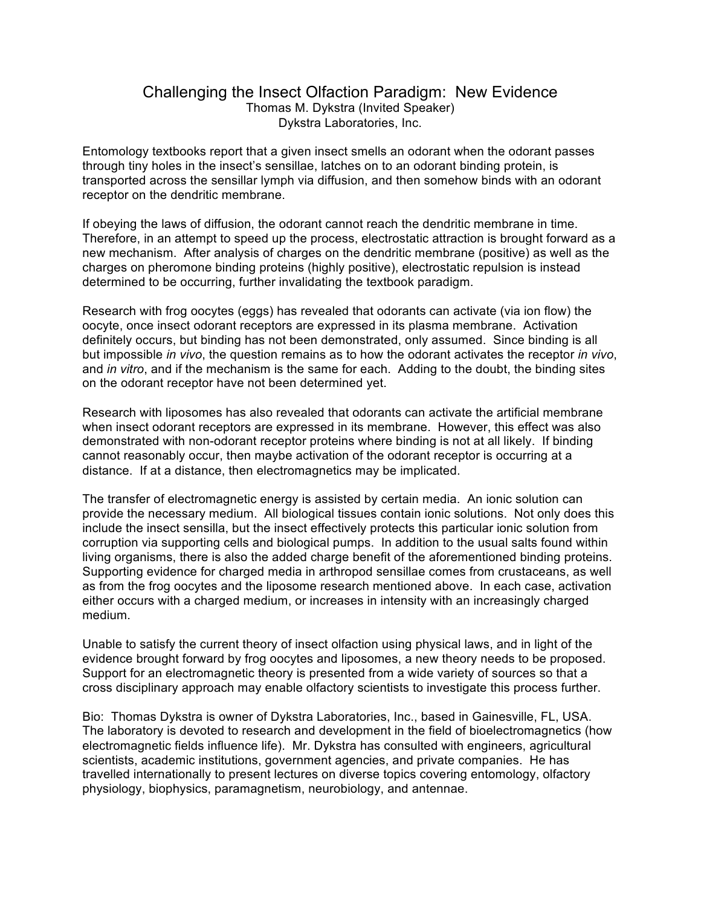# Challenging the Insect Olfaction Paradigm: New Evidence

Thomas M. Dykstra (Invited Speaker)
Dykstra Laboratories, Inc.

Entomology textbooks report that a given insect smells an odorant when the odorant passes through tiny holes in the insect's sensillae, latches on to an odorant binding protein, is transported across the sensillar lymph via diffusion, and then somehow binds with an odorant receptor on the dendritic membrane.

If obeying the laws of diffusion, the odorant cannot reach the dendritic membrane in time. Therefore, in an attempt to speed up the process, electrostatic attraction is brought forward as a new mechanism. After analysis of charges on the dendritic membrane (positive) as well as the charges on pheromone binding proteins (highly positive), electrostatic repulsion is instead determined to be occurring, further invalidating the textbook paradigm.

Research with frog oocytes (eggs) has revealed that odorants can activate (via ion flow) the oocyte, once insect odorant receptors are expressed in its plasma membrane. Activation definitely occurs, but binding has not been demonstrated, only assumed. Since binding is all but impossible *in vivo*, the question remains as to how the odorant activates the receptor *in vivo*, and *in vitro*, and if the mechanism is the same for each. Adding to the doubt, the binding sites on the odorant receptor have not been determined yet.

Research with liposomes has also revealed that odorants can activate the artificial membrane when insect odorant receptors are expressed in their membrane. However, this effect was also demonstrated with non-odorant receptor proteins where binding is not at all likely. If binding cannot reasonably occur, then maybe activation of the odorant receptor is occurring at a distance. If at a distance, then electromagnetics may be implicated.

The transfer of electromagnetic energy is assisted by certain media. An ionic solution can provide the necessary medium. All biological tissues contain ionic solutions. Not only does this include the insect sensilla, but the insect effectively protects this particular ionic solution from corruption via supporting cells and biological pumps. In addition to the usual salts found within living organisms, there is also the added charge benefit of the aforementioned binding proteins. Supporting evidence for charged media in arthropod sensillae comes from crustaceans, as well as from the frog oocytes and the liposome research mentioned above. In each case, activation either occurs with a charged medium, or increases in intensity with an increasingly charged medium.

Unable to satisfy the current theory of insect olfaction using physical laws, and in light of the evidence brought forward by frog oocytes and liposomes, a new theory needs to be proposed. Support for an electromagnetic theory is presented from a wide variety of sources so that a cross disciplinary approach may enable olfactory scientists to investigate this process further.

Bio: Thomas Dykstra is owner of Dykstra Laboratories, Inc., based in Gainesville, FL, USA. The laboratory is devoted to research and development in the field of bioelectromagnetics (how electromagnetic fields influence life). Mr. Dykstra has consulted with engineers, agricultural scientists, academic institutions, government agencies, and private companies. He has travelled internationally to present lectures on diverse topics covering entomology, olfactory physiology, biophysics, paramagnetism, neurobiology, and antennae.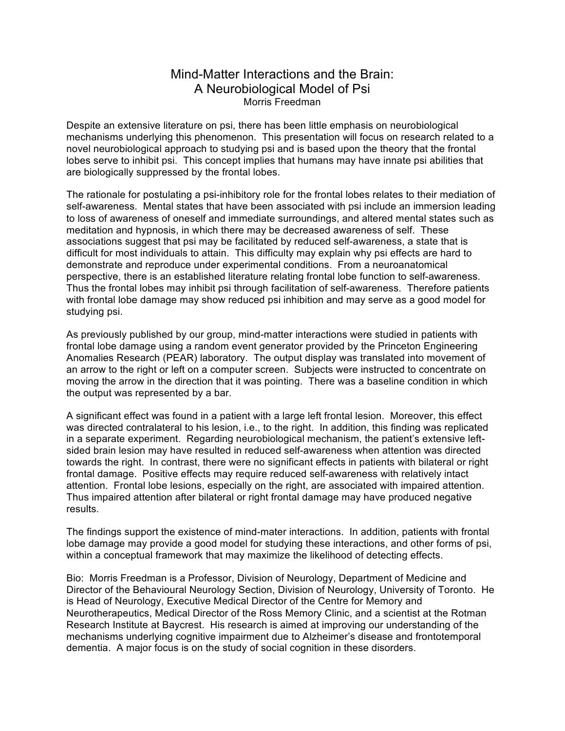# Mind-Matter Interactions and the Brain: A Neurobiological Model of Psi

Morris Freedman

Despite an extensive literature on psi, there has been little emphasis on neurobiological mechanisms underlying this phenomenon. This presentation will focus on research related to a novel neurobiological approach to studying psi and is based upon the theory that the frontal lobes serve to inhibit psi. This concept implies that humans may have innate psi abilities that are biologically suppressed by the frontal lobes.

The rationale for postulating a psi-inhibitory role for the frontal lobes relates to their mediation of self-awareness. Mental states that have been associated with psi include an immersion leading to loss of awareness of oneself and immediate surroundings, and altered mental states such as meditation and hypnosis, in which there may be decreased awareness of self. These associations suggest that psi may be facilitated by reduced self-awareness, a state that is difficult for most individuals to attain. This difficulty may explain why psi effects are hard to demonstrate and reproduce under experimental conditions. From a neuroanatomical perspective, there is an established literature relating frontal lobe function to self-awareness. Thus the frontal lobes may inhibit psi through facilitation of self-awareness. Therefore patients with frontal lobe damage may show reduced psi inhibition and may serve as a good model for studying psi.

As previously published by our group, mind-matter interactions were studied in patients with frontal lobe damage using a random event generator provided by the Princeton Engineering Anomalies Research (PEAR) laboratory. The output display was translated into movement of an arrow to the right or left on a computer screen. Subjects were instructed to concentrate on moving the arrow in the direction that it was pointing. There was a baseline condition in which the output was represented by a bar.

A significant effect was found in a patient with a large left frontal lesion. Moreover, this effect was directed contralateral to his lesion, i.e., to the right. In addition, this finding was replicated in a separate experiment. Regarding neurobiological mechanism, the patient's extensive left-sided brain lesion may have resulted in reduced self-awareness when attention was directed towards the right. In contrast, there were no significant effects in patients with bilateral or right frontal damage. Positive effects may require reduced self-awareness with relatively intact attention. Frontal lobe lesions, especially on the right, are associated with impaired attention. Thus impaired attention after bilateral or right frontal damage may have produced negative results.

The findings support the existence of mind-mater interactions. In addition, patients with frontal lobe damage may provide a good model for studying these interactions, and other forms of psi, within a conceptual framework that may maximize the likelihood of detecting effects.

Bio: Morris Freedman is a Professor, Division of Neurology, Department of Medicine and Director of the Behavioural Neurology Section, Division of Neurology, University of Toronto. He is Head of Neurology, Executive Medical Director of the Centre for Memory and Neurotherapeutics, Medical Director of the Ross Memory Clinic, and a scientist at the Rotman Research Institute at Baycrest. His research is aimed at improving our understanding of the mechanisms underlying cognitive impairment due to Alzheimer's disease and frontotemporal dementia. A major focus is on the study of social cognition in these disorders.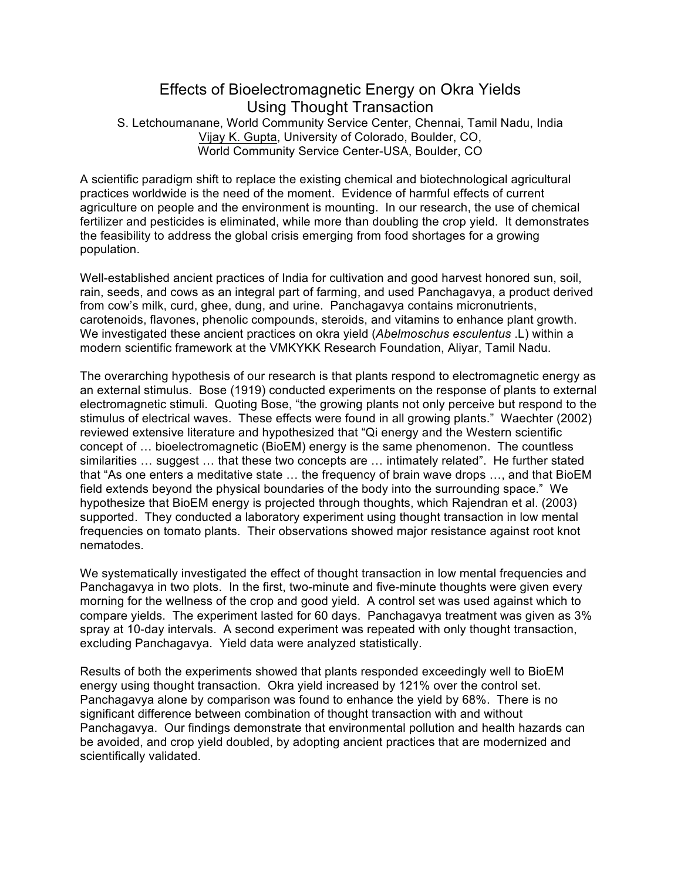# Effects of Bioelectromagnetic Energy on Okra Yields Using Thought Transaction

S. Letchoumanane, World Community Service Center, Chennai, Tamil Nadu, India
Vijay K. Gupta, University of Colorado, Boulder, CO,
World Community Service Center-USA, Boulder, CO

A scientific paradigm shift to replace the existing chemical and biotechnological agricultural practices worldwide is the need of the moment. Evidence of harmful effects of current agriculture on people and the environment is mounting. In our research, the use of chemical fertilizer and pesticides is eliminated, while more than doubling the crop yield. It demonstrates the feasibility to address the global crisis emerging from food shortages for a growing population.

Well-established ancient practices of India for cultivation and good harvest honored sun, soil, rain, seeds, and cows as an integral part of farming, and used Panchagavya, a product derived from cow's milk, curd, ghee, dung, and urine. Panchagavya contains micronutrients, carotenoids, flavones, phenolic compounds, steroids, and vitamins to enhance plant growth. We investigated these ancient practices on okra yield (*Abelmoschus esculentus* .L) within a modern scientific framework at the VMKYKK Research Foundation, Aliyar, Tamil Nadu.

The overarching hypothesis of our research is that plants respond to electromagnetic energy as an external stimulus. Bose (1919) conducted experiments on the response of plants to external electromagnetic stimuli. Quoting Bose, "the growing plants not only perceive but respond to the stimulus of electrical waves. These effects were found in all growing plants." Waechter (2002) reviewed extensive literature and hypothesized that "Qi energy and the Western scientific concept of … bioelectromagnetic (BioEM) energy is the same phenomenon. The countless similarities … suggest … that these two concepts are … intimately related". He further stated that "As one enters a meditative state … the frequency of brain wave drops …, and that BioEM field extends beyond the physical boundaries of the body into the surrounding space." We hypothesize that BioEM energy is projected through thoughts, which Rajendran et al. (2003) supported. They conducted a laboratory experiment using thought transaction in low mental frequencies on tomato plants. Their observations showed major resistance against root knot nematodes.

We systematically investigated the effect of thought transaction in low mental frequencies and Panchagavya in two plots. In the first, two-minute and five-minute thoughts were given every morning for the wellness of the crop and good yield. A control set was used against which to compare yields. The experiment lasted for 60 days. Panchagavya treatment was given as 3% spray at 10-day intervals. A second experiment was repeated with only thought transaction, excluding Panchagavya. Yield data were analyzed statistically.

Results of both the experiments showed that plants responded exceedingly well to BioEM energy using thought transaction. Okra yield increased by 121% over the control set. Panchagavya alone by comparison was found to enhance the yield by 68%. There is no significant difference between combination of thought transaction with and without Panchagavya. Our findings demonstrate that environmental pollution and health hazards can be avoided, and crop yield doubled, by adopting ancient practices that are modernized and scientifically validated.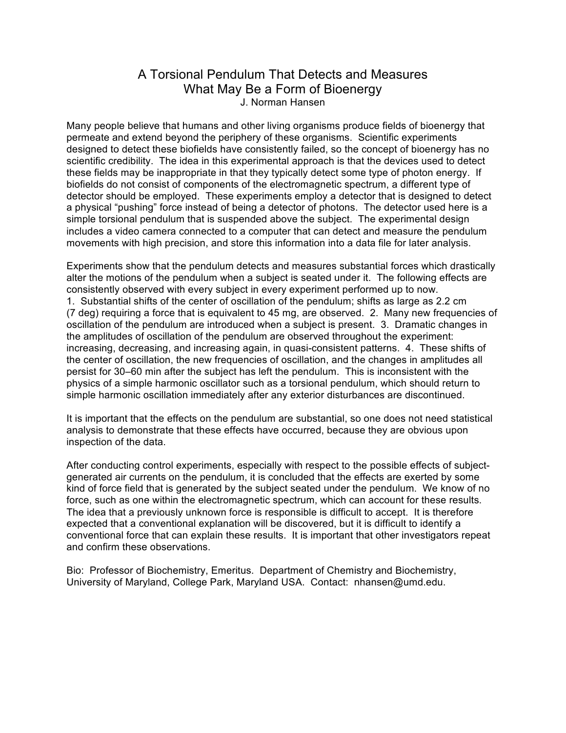# A Torsional Pendulum That Detects and Measures What May Be a Form of Bioenergy

J. Norman Hansen

Many people believe that humans and other living organisms produce fields of bioenergy that permeate and extend beyond the periphery of these organisms. Scientific experiments designed to detect these biofields have consistently failed, so the concept of bioenergy has no scientific credibility. The idea in this experimental approach is that the devices used to detect these fields may be inappropriate in that they typically detect some type of photon energy. If biofields do not consist of components of the electromagnetic spectrum, a different type of detector should be employed. These experiments employ a detector that is designed to detect a physical "pushing" force instead of being a detector of photons. The detector used here is a simple torsional pendulum that is suspended above the subject. The experimental design includes a video camera connected to a computer that can detect and measure the pendulum movements with high precision, and store this information into a data file for later analysis.

Experiments show that the pendulum detects and measures substantial forces which drastically alter the motions of the pendulum when a subject is seated under it. The following effects are consistently observed with every subject in every experiment performed up to now.
1. Substantial shifts of the center of oscillation of the pendulum; shifts as large as 2.2 cm (7 deg) requiring a force that is equivalent to 45 mg, are observed. 2. Many new frequencies of oscillation of the pendulum are introduced when a subject is present. 3. Dramatic changes in the amplitudes of oscillation of the pendulum are observed throughout the experiment: increasing, decreasing, and increasing again, in quasi-consistent patterns. 4. These shifts of the center of oscillation, the new frequencies of oscillation, and the changes in amplitudes all persist for 30–60 min after the subject has left the pendulum. This is inconsistent with the physics of a simple harmonic oscillator such as a torsional pendulum, which should return to simple harmonic oscillation immediately after any exterior disturbances are discontinued.

It is important that the effects on the pendulum are substantial, so one does not need statistical analysis to demonstrate that these effects have occurred, because they are obvious upon inspection of the data.

After conducting control experiments, especially with respect to the possible effects of subject-generated air currents on the pendulum, it is concluded that the effects are exerted by some kind of force field that is generated by the subject seated under the pendulum. We know of no force, such as one within the electromagnetic spectrum, which can account for these results. The idea that a previously unknown force is responsible is difficult to accept. It is therefore expected that a conventional explanation will be discovered, but it is difficult to identify a conventional force that can explain these results. It is important that other investigators repeat and confirm these observations.

Bio: Professor of Biochemistry, Emeritus. Department of Chemistry and Biochemistry, University of Maryland, College Park, Maryland USA. Contact: nhansen@umd.edu.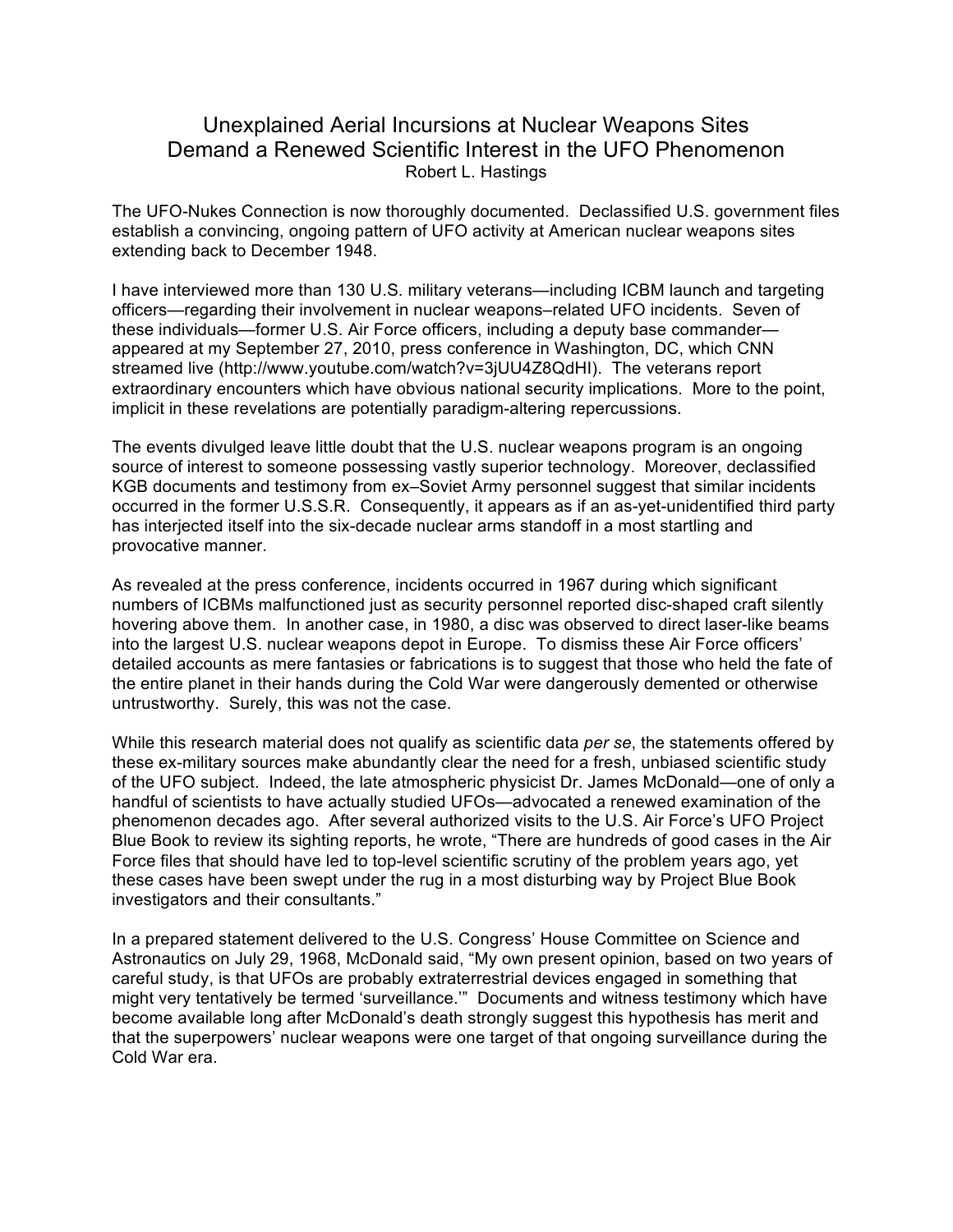# Unexplained Aerial Incursions at Nuclear Weapons Sites Demand a Renewed Scientific Interest in the UFO Phenomenon

Robert L. Hastings

The UFO-Nukes Connection is now thoroughly documented. Declassified U.S. government files establish a convincing, ongoing pattern of UFO activity at American nuclear weapons sites extending back to December 1948.

I have interviewed more than 130 U.S. military veterans—including ICBM launch and targeting officers—regarding their involvement in nuclear weapons–related UFO incidents. Seven of these individuals—former U.S. Air Force officers, including a deputy base commander—appeared at my September 27, 2010, press conference in Washington, DC, which CNN streamed live (http://www.youtube.com/watch?v=3jUU4Z8QdHI). The veterans report extraordinary encounters which have obvious national security implications. More to the point, implicit in these revelations are potentially paradigm-altering repercussions.

The events divulged leave little doubt that the U.S. nuclear weapons program is an ongoing source of interest to someone possessing vastly superior technology. Moreover, declassified KGB documents and testimony from ex–Soviet Army personnel suggest that similar incidents occurred in the former U.S.S.R. Consequently, it appears as if an as-yet-unidentified third party has interjected itself into the six-decade nuclear arms standoff in a most startling and provocative manner.

As revealed at the press conference, incidents occurred in 1967 during which significant numbers of ICBMs malfunctioned just as security personnel reported disc-shaped craft silently hovering above them. In another case, in 1980, a disc was observed to direct laser-like beams into the largest U.S. nuclear weapons depot in Europe. To dismiss these Air Force officers' detailed accounts as mere fantasies or fabrications is to suggest that those who held the fate of the entire planet in their hands during the Cold War were dangerously demented or otherwise untrustworthy. Surely, this was not the case.

While this research material does not qualify as scientific data *per se*, the statements offered by these ex-military sources make abundantly clear the need for a fresh, unbiased scientific study of the UFO subject. Indeed, the late atmospheric physicist Dr. James McDonald—one of only a handful of scientists to have actually studied UFOs—advocated a renewed examination of the phenomenon decades ago. After several authorized visits to the U.S. Air Force's UFO Project Blue Book to review its sighting reports, he wrote, "There are hundreds of good cases in the Air Force files that should have led to top-level scientific scrutiny of the problem years ago, yet these cases have been swept under the rug in a most disturbing way by Project Blue Book investigators and their consultants."

In a prepared statement delivered to the U.S. Congress' House Committee on Science and Astronautics on July 29, 1968, McDonald said, "My own present opinion, based on two years of careful study, is that UFOs are probably extraterrestrial devices engaged in something that might very tentatively be termed 'surveillance.'" Documents and witness testimony which have become available long after McDonald's death strongly suggest this hypothesis has merit and that the superpowers' nuclear weapons were one target of that ongoing surveillance during the Cold War era.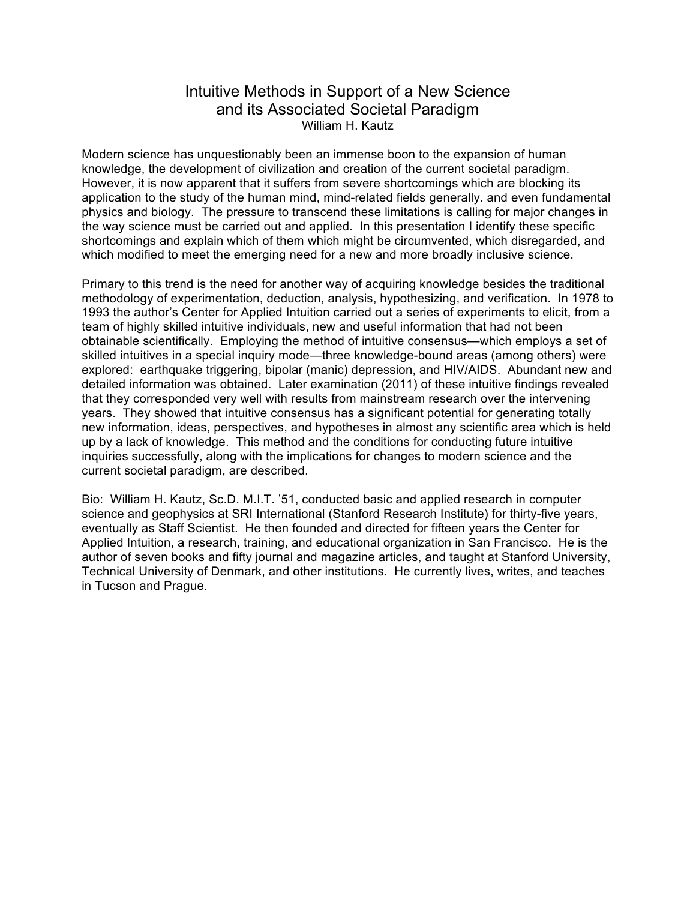# Intuitive Methods in Support of a New Science and its Associated Societal Paradigm

William H. Kautz

Modern science has unquestionably been an immense boon to the expansion of human knowledge, the development of civilization and creation of the current societal paradigm. However, it is now apparent that it suffers from severe shortcomings which are blocking its application to the study of the human mind, mind-related fields generally. and even fundamental physics and biology. The pressure to transcend these limitations is calling for major changes in the way science must be carried out and applied. In this presentation I identify these specific shortcomings and explain which of them which might be circumvented, which disregarded, and which modified to meet the emerging need for a new and more broadly inclusive science.

Primary to this trend is the need for another way of acquiring knowledge besides the traditional methodology of experimentation, deduction, analysis, hypothesizing, and verification. In 1978 to 1993 the author's Center for Applied Intuition carried out a series of experiments to elicit, from a team of highly skilled intuitive individuals, new and useful information that had not been obtainable scientifically. Employing the method of intuitive consensus—which employs a set of skilled intuitives in a special inquiry mode—three knowledge-bound areas (among others) were explored: earthquake triggering, bipolar (manic) depression, and HIV/AIDS. Abundant new and detailed information was obtained. Later examination (2011) of these intuitive findings revealed that they corresponded very well with results from mainstream research over the intervening years. They showed that intuitive consensus has a significant potential for generating totally new information, ideas, perspectives, and hypotheses in almost any scientific area which is held up by a lack of knowledge. This method and the conditions for conducting future intuitive inquiries successfully, along with the implications for changes to modern science and the current societal paradigm, are described.

Bio: William H. Kautz, Sc.D. M.I.T. '51, conducted basic and applied research in computer science and geophysics at SRI International (Stanford Research Institute) for thirty-five years, eventually as Staff Scientist. He then founded and directed for fifteen years the Center for Applied Intuition, a research, training, and educational organization in San Francisco. He is the author of seven books and fifty journal and magazine articles, and taught at Stanford University, Technical University of Denmark, and other institutions. He currently lives, writes, and teaches in Tucson and Prague.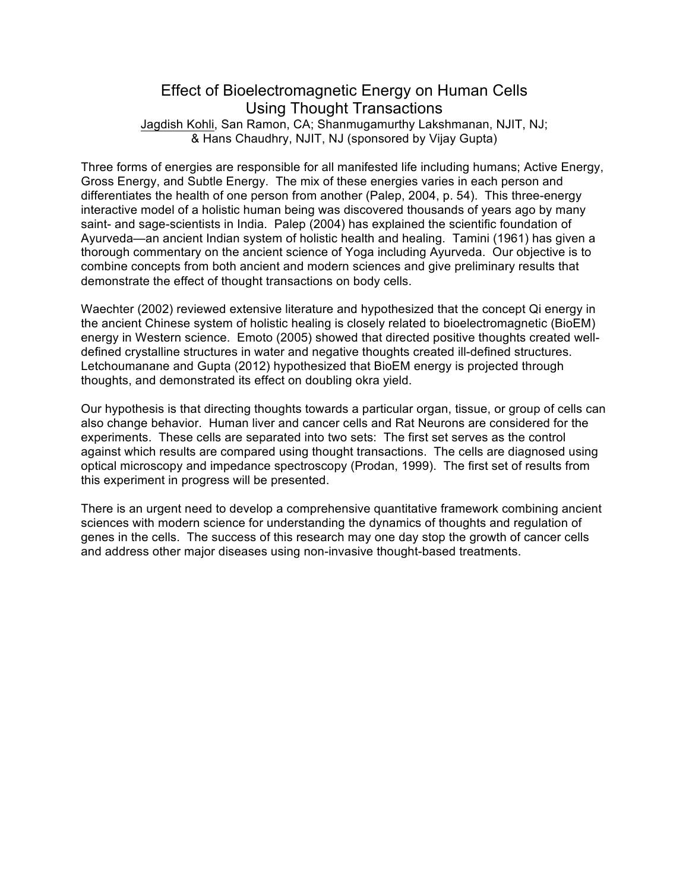# Effect of Bioelectromagnetic Energy on Human Cells Using Thought Transactions

Jagdish Kohli, San Ramon, CA; Shanmugamurthy Lakshmanan, NJIT, NJ; & Hans Chaudhry, NJIT, NJ (sponsored by Vijay Gupta)

Three forms of energies are responsible for all manifested life including humans; Active Energy, Gross Energy, and Subtle Energy. The mix of these energies varies in each person and differentiates the health of one person from another (Palep, 2004, p. 54). This three-energy interactive model of a holistic human being was discovered thousands of years ago by many saint- and sage-scientists in India. Palep (2004) has explained the scientific foundation of Ayurveda—an ancient Indian system of holistic health and healing. Tamini (1961) has given a thorough commentary on the ancient science of Yoga including Ayurveda. Our objective is to combine concepts from both ancient and modern sciences and give preliminary results that demonstrate the effect of thought transactions on body cells.

Waechter (2002) reviewed extensive literature and hypothesized that the concept Qi energy in the ancient Chinese system of holistic healing is closely related to bioelectromagnetic (BioEM) energy in Western science. Emoto (2005) showed that directed positive thoughts created well-defined crystalline structures in water and negative thoughts created ill-defined structures. Letchoumanane and Gupta (2012) hypothesized that BioEM energy is projected through thoughts, and demonstrated its effect on doubling okra yield.

Our hypothesis is that directing thoughts towards a particular organ, tissue, or group of cells can also change behavior. Human liver and cancer cells and Rat Neurons are considered for the experiments. These cells are separated into two sets: The first set serves as the control against which results are compared using thought transactions. The cells are diagnosed using optical microscopy and impedance spectroscopy (Prodan, 1999). The first set of results from this experiment in progress will be presented.

There is an urgent need to develop a comprehensive quantitative framework combining ancient sciences with modern science for understanding the dynamics of thoughts and regulation of genes in the cells. The success of this research may one day stop the growth of cancer cells and address other major diseases using non-invasive thought-based treatments.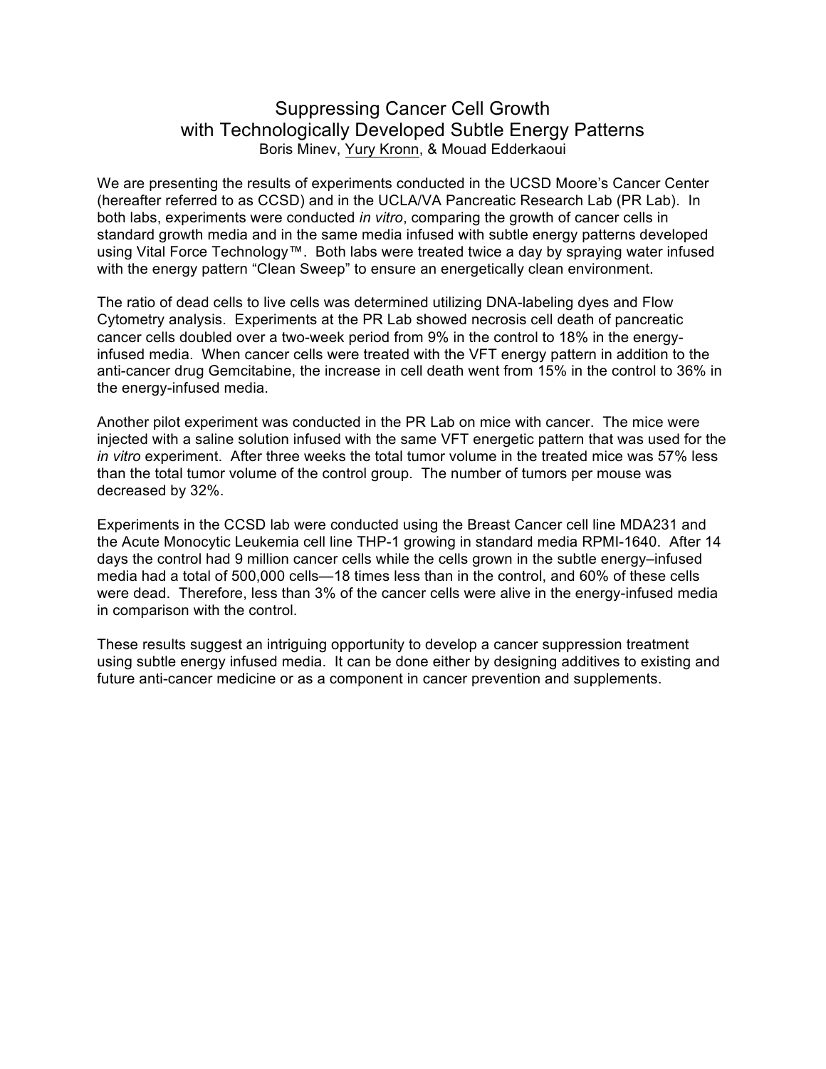# Suppressing Cancer Cell Growth with Technologically Developed Subtle Energy Patterns

Boris Minev, Yury Kronn, & Mouad Edderkaoui

We are presenting the results of experiments conducted in the UCSD Moore's Cancer Center (hereafter referred to as CCSD) and in the UCLA/VA Pancreatic Research Lab (PR Lab). In both labs, experiments were conducted *in vitro*, comparing the growth of cancer cells in standard growth media and in the same media infused with subtle energy patterns developed using Vital Force Technology™. Both labs were treated twice a day by spraying water infused with the energy pattern "Clean Sweep" to ensure an energetically clean environment.

The ratio of dead cells to live cells was determined utilizing DNA-labeling dyes and Flow Cytometry analysis. Experiments at the PR Lab showed necrosis cell death of pancreatic cancer cells doubled over a two-week period from 9% in the control to 18% in the energy-infused media. When cancer cells were treated with the VFT energy pattern in addition to the anti-cancer drug Gemcitabine, the increase in cell death went from 15% in the control to 36% in the energy-infused media.

Another pilot experiment was conducted in the PR Lab on mice with cancer. The mice were injected with a saline solution infused with the same VFT energetic pattern that was used for the *in vitro* experiment. After three weeks the total tumor volume in the treated mice was 57% less than the total tumor volume of the control group. The number of tumors per mouse was decreased by 32%.

Experiments in the CCSD lab were conducted using the Breast Cancer cell line MDA231 and the Acute Monocytic Leukemia cell line THP-1 growing in standard media RPMI-1640. After 14 days the control had 9 million cancer cells while the cells grown in the subtle energy–infused media had a total of 500,000 cells—18 times less than in the control, and 60% of these cells were dead. Therefore, less than 3% of the cancer cells were alive in the energy-infused media in comparison with the control.

These results suggest an intriguing opportunity to develop a cancer suppression treatment using subtle energy infused media. It can be done either by designing additives to existing and future anti-cancer medicine or as a component in cancer prevention and supplements.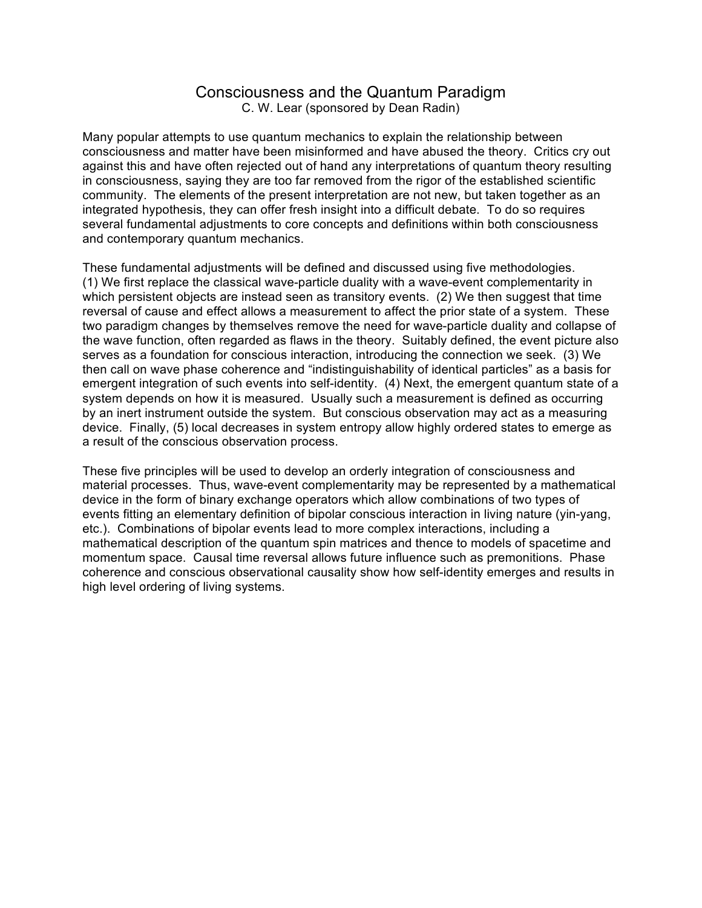# Consciousness and the Quantum Paradigm

C. W. Lear (sponsored by Dean Radin)

Many popular attempts to use quantum mechanics to explain the relationship between consciousness and matter have been misinformed and have abused the theory. Critics cry out against this and have often rejected out of hand any interpretations of quantum theory resulting in consciousness, saying they are too far removed from the rigor of the established scientific community. The elements of the present interpretation are not new, but taken together as an integrated hypothesis, they can offer fresh insight into a difficult debate. To do so requires several fundamental adjustments to core concepts and definitions within both consciousness and contemporary quantum mechanics.

These fundamental adjustments will be defined and discussed using five methodologies. (1) We first replace the classical wave-particle duality with a wave-event complementarity in which persistent objects are instead seen as transitory events. (2) We then suggest that time reversal of cause and effect allows a measurement to affect the prior state of a system. These two paradigm changes by themselves remove the need for wave-particle duality and collapse of the wave function, often regarded as flaws in the theory. Suitably defined, the event picture also serves as a foundation for conscious interaction, introducing the connection we seek. (3) We then call on wave phase coherence and "indistinguishability of identical particles" as a basis for emergent integration of such events into self-identity. (4) Next, the emergent quantum state of a system depends on how it is measured. Usually such a measurement is defined as occurring by an inert instrument outside the system. But conscious observation may act as a measuring device. Finally, (5) local decreases in system entropy allow highly ordered states to emerge as a result of the conscious observation process.

These five principles will be used to develop an orderly integration of consciousness and material processes. Thus, wave-event complementarity may be represented by a mathematical device in the form of binary exchange operators which allow combinations of two types of events fitting an elementary definition of bipolar conscious interaction in living nature (yin-yang, etc.). Combinations of bipolar events lead to more complex interactions, including a mathematical description of the quantum spin matrices and thence to models of spacetime and momentum space. Causal time reversal allows future influence such as premonitions. Phase coherence and conscious observational causality show how self-identity emerges and results in high level ordering of living systems.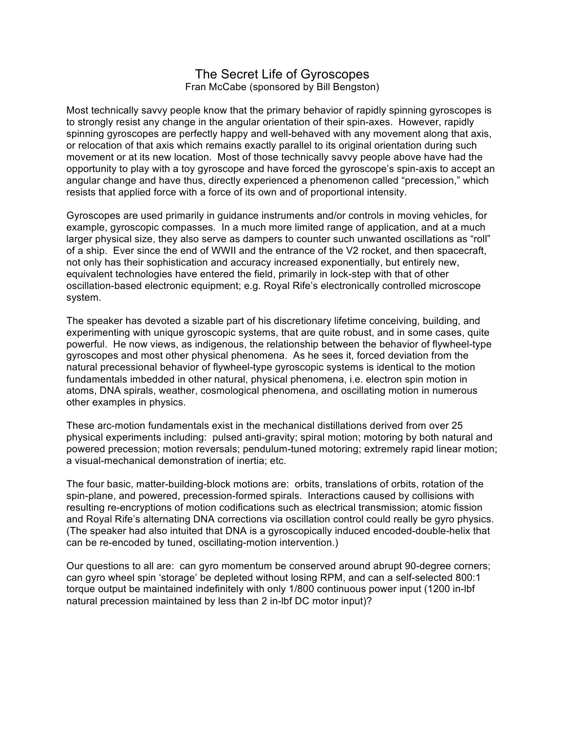# The Secret Life of Gyroscopes

Fran McCabe (sponsored by Bill Bengston)

Most technically savvy people know that the primary behavior of rapidly spinning gyroscopes is to strongly resist any change in the angular orientation of their spin-axes. However, rapidly spinning gyroscopes are perfectly happy and well-behaved with any movement along that axis, or relocation of that axis which remains exactly parallel to its original orientation during such movement or at its new location. Most of those technically savvy people above have had the opportunity to play with a toy gyroscope and have forced the gyroscope's spin-axis to accept an angular change and have thus, directly experienced a phenomenon called "precession," which resists that applied force with a force of its own and of proportional intensity.

Gyroscopes are used primarily in guidance instruments and/or controls in moving vehicles, for example, gyroscopic compasses. In a much more limited range of application, and at a much larger physical size, they also serve as dampers to counter such unwanted oscillations as "roll" of a ship. Ever since the end of WWII and the entrance of the V2 rocket, and then spacecraft, not only has their sophistication and accuracy increased exponentially, but entirely new, equivalent technologies have entered the field, primarily in lock-step with that of other oscillation-based electronic equipment; e.g. Royal Rife's electronically controlled microscope system.

The speaker has devoted a sizable part of his discretionary lifetime conceiving, building, and experimenting with unique gyroscopic systems, that are quite robust, and in some cases, quite powerful. He now views, as indigenous, the relationship between the behavior of flywheel-type gyroscopes and most other physical phenomena. As he sees it, forced deviation from the natural precessional behavior of flywheel-type gyroscopic systems is identical to the motion fundamentals imbedded in other natural, physical phenomena, i.e. electron spin motion in atoms, DNA spirals, weather, cosmological phenomena, and oscillating motion in numerous other examples in physics.

These arc-motion fundamentals exist in the mechanical distillations derived from over 25 physical experiments including: pulsed anti-gravity; spiral motion; motoring by both natural and powered precession; motion reversals; pendulum-tuned motoring; extremely rapid linear motion; a visual-mechanical demonstration of inertia; etc.

The four basic, matter-building-block motions are: orbits, translations of orbits, rotation of the spin-plane, and powered, precession-formed spirals. Interactions caused by collisions with resulting re-encryptions of motion codifications such as electrical transmission; atomic fission and Royal Rife's alternating DNA corrections via oscillation control could really be gyro physics. (The speaker had also intuited that DNA is a gyroscopically induced encoded-double-helix that can be re-encoded by tuned, oscillating-motion intervention.)

Our questions to all are: can gyro momentum be conserved around abrupt 90-degree corners; can gyro wheel spin 'storage' be depleted without losing RPM, and can a self-selected 800:1 torque output be maintained indefinitely with only 1/800 continuous power input (1200 in-lbf natural precession maintained by less than 2 in-lbf DC motor input)?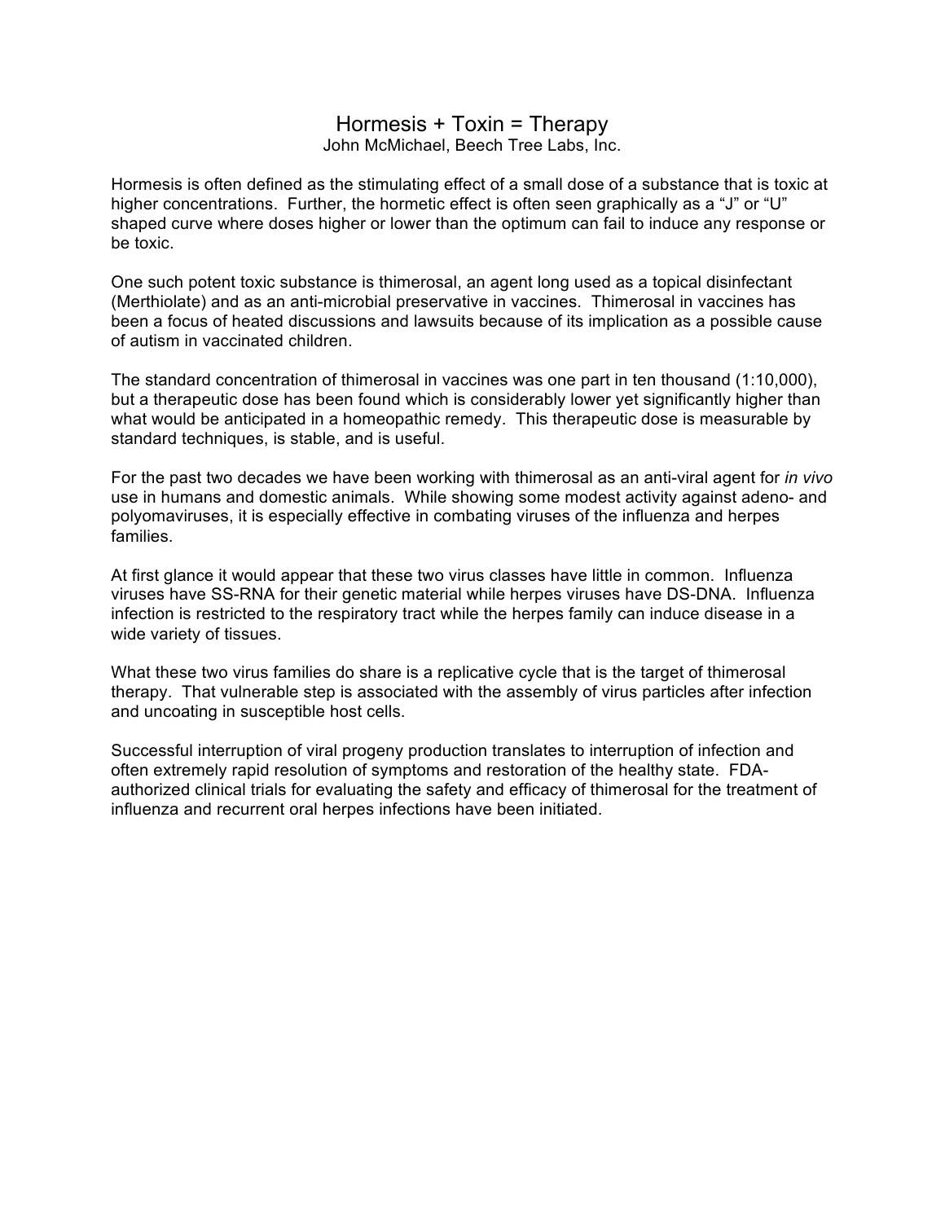# Hormesis + Toxin = Therapy

John McMichael, Beech Tree Labs, Inc.

Hormesis is often defined as the stimulating effect of a small dose of a substance that is toxic at higher concentrations. Further, the hormetic effect is often seen graphically as a "J" or "U" shaped curve where doses higher or lower than the optimum can fail to induce any response or be toxic.

One such potent toxic substance is thimerosal, an agent long used as a topical disinfectant (Merthiolate) and as an anti-microbial preservative in vaccines. Thimerosal in vaccines has been a focus of heated discussions and lawsuits because of its implication as a possible cause of autism in vaccinated children.

The standard concentration of thimerosal in vaccines was one part in ten thousand (1:10,000), but a therapeutic dose has been found which is considerably lower yet significantly higher than what would be anticipated in a homeopathic remedy. This therapeutic dose is measurable by standard techniques, is stable, and is useful.

For the past two decades we have been working with thimerosal as an anti-viral agent for *in vivo* use in humans and domestic animals. While showing some modest activity against adeno- and polyomaviruses, it is especially effective in combating viruses of the influenza and herpes families.

At first glance it would appear that these two virus classes have little in common. Influenza viruses have SS-RNA for their genetic material while herpes viruses have DS-DNA. Influenza infection is restricted to the respiratory tract while the herpes family can induce disease in a wide variety of tissues.

What these two virus families do share is a replicative cycle that is the target of thimerosal therapy. That vulnerable step is associated with the assembly of virus particles after infection and uncoating in susceptible host cells.

Successful interruption of viral progeny production translates to interruption of infection and often extremely rapid resolution of symptoms and restoration of the healthy state. FDA-authorized clinical trials for evaluating the safety and efficacy of thimerosal for the treatment of influenza and recurrent oral herpes infections have been initiated.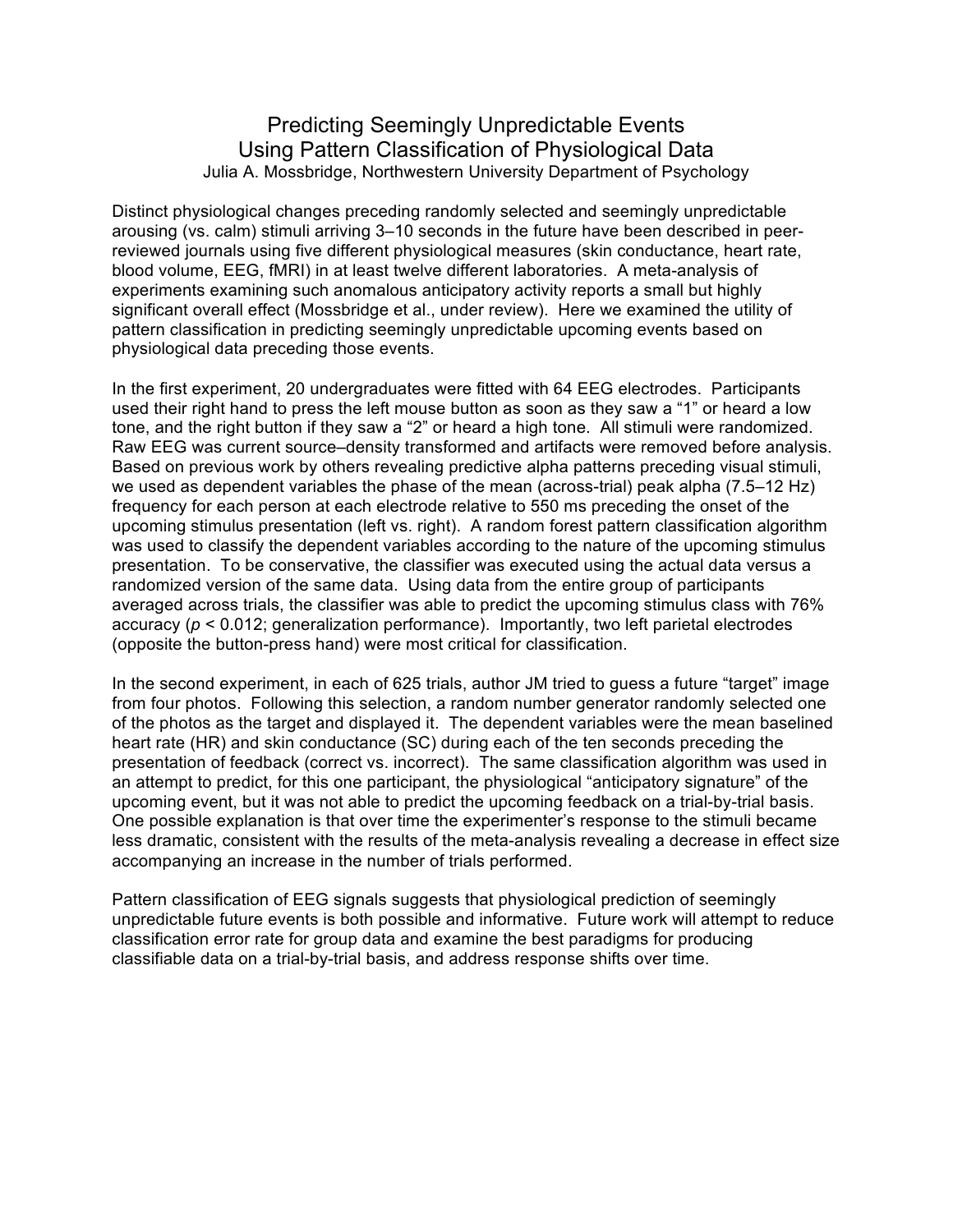# Predicting Seemingly Unpredictable Events Using Pattern Classification of Physiological Data

Julia A. Mossbridge, Northwestern University Department of Psychology

Distinct physiological changes preceding randomly selected and seemingly unpredictable arousing (vs. calm) stimuli arriving 3–10 seconds in the future have been described in peer-reviewed journals using five different physiological measures (skin conductance, heart rate, blood volume, EEG, fMRI) in at least twelve different laboratories. A meta-analysis of experiments examining such anomalous anticipatory activity reports a small but highly significant overall effect (Mossbridge et al., under review). Here we examined the utility of pattern classification in predicting seemingly unpredictable upcoming events based on physiological data preceding those events.

In the first experiment, 20 undergraduates were fitted with 64 EEG electrodes. Participants used their right hand to press the left mouse button as soon as they saw a “1” or heard a low tone, and the right button if they saw a “2” or heard a high tone. All stimuli were randomized. Raw EEG was current source–density transformed and artifacts were removed before analysis. Based on previous work by others revealing predictive alpha patterns preceding visual stimuli, we used as dependent variables the phase of the mean (across-trial) peak alpha (7.5–12 Hz) frequency for each person at each electrode relative to 550 ms preceding the onset of the upcoming stimulus presentation (left vs. right). A random forest pattern classification algorithm was used to classify the dependent variables according to the nature of the upcoming stimulus presentation. To be conservative, the classifier was executed using the actual data versus a randomized version of the same data. Using data from the entire group of participants averaged across trials, the classifier was able to predict the upcoming stimulus class with 76% accuracy ($p < 0.012$; generalization performance). Importantly, two left parietal electrodes (opposite the button-press hand) were most critical for classification.

In the second experiment, in each of 625 trials, author JM tried to guess a future “target” image from four photos. Following this selection, a random number generator randomly selected one of the photos as the target and displayed it. The dependent variables were the mean baselined heart rate (HR) and skin conductance (SC) during each of the ten seconds preceding the presentation of feedback (correct vs. incorrect). The same classification algorithm was used in an attempt to predict, for this one participant, the physiological “anticipatory signature” of the upcoming event, but it was not able to predict the upcoming feedback on a trial-by-trial basis. One possible explanation is that over time the experimenter’s response to the stimuli became less dramatic, consistent with the results of the meta-analysis revealing a decrease in effect size accompanying an increase in the number of trials performed.

Pattern classification of EEG signals suggests that physiological prediction of seemingly unpredictable future events is both possible and informative. Future work will attempt to reduce classification error rate for group data and examine the best paradigms for producing classifiable data on a trial-by-trial basis, and address response shifts over time.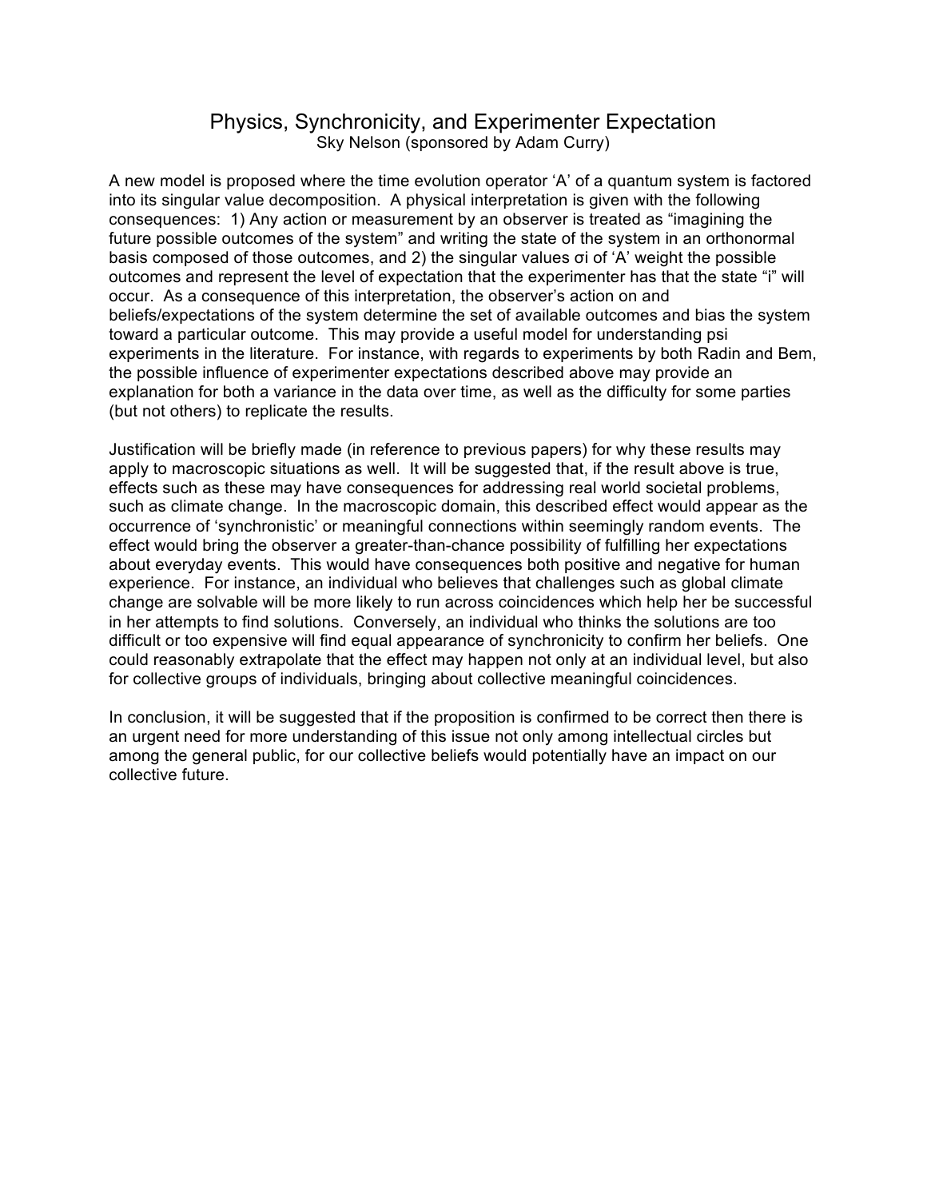# Physics, Synchronicity, and Experimenter Expectation

Sky Nelson (sponsored by Adam Curry)

A new model is proposed where the time evolution operator 'A' of a quantum system is factored into its singular value decomposition. A physical interpretation is given with the following consequences: 1) Any action or measurement by an observer is treated as "imagining the future possible outcomes of the system" and writing the state of the system in an orthonormal basis composed of those outcomes, and 2) the singular values $\sigma_i$ of 'A' weight the possible outcomes and represent the level of expectation that the experimenter has that the state "i" will occur. As a consequence of this interpretation, the observer's action on and beliefs/expectations of the system determine the set of available outcomes and bias the system toward a particular outcome. This may provide a useful model for understanding psi experiments in the literature. For instance, with regards to experiments by both Radin and Bem, the possible influence of experimenter expectations described above may provide an explanation for both a variance in the data over time, as well as the difficulty for some parties (but not others) to replicate the results.

Justification will be briefly made (in reference to previous papers) for why these results may apply to macroscopic situations as well. It will be suggested that, if the result above is true, effects such as these may have consequences for addressing real world societal problems, such as climate change. In the macroscopic domain, this described effect would appear as the occurrence of 'synchronistic' or meaningful connections within seemingly random events. The effect would bring the observer a greater-than-chance possibility of fulfilling her expectations about everyday events. This would have consequences both positive and negative for human experience. For instance, an individual who believes that challenges such as global climate change are solvable will be more likely to run across coincidences which help her be successful in her attempts to find solutions. Conversely, an individual who thinks the solutions are too difficult or too expensive will find equal appearance of synchronicity to confirm her beliefs. One could reasonably extrapolate that the effect may happen not only at an individual level, but also for collective groups of individuals, bringing about collective meaningful coincidences.

In conclusion, it will be suggested that if the proposition is confirmed to be correct then there is an urgent need for more understanding of this issue not only among intellectual circles but among the general public, for our collective beliefs would potentially have an impact on our collective future.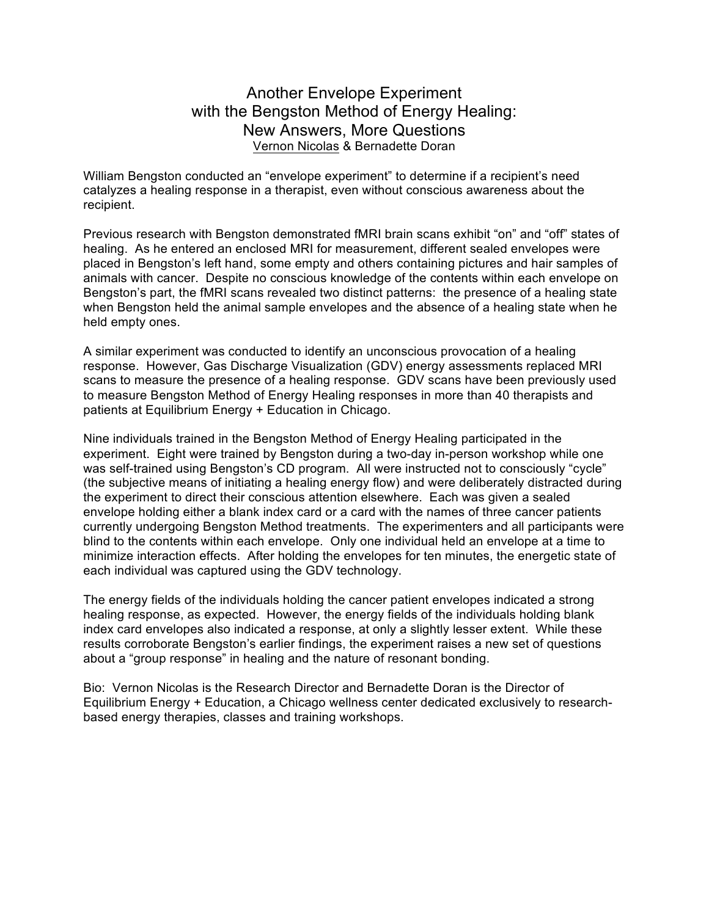# Another Envelope Experiment with the Bengston Method of Energy Healing: New Answers, More Questions

Vernon Nicolas & Bernadette Doran

William Bengston conducted an "envelope experiment" to determine if a recipient's need catalyzes a healing response in a therapist, even without conscious awareness about the recipient.

Previous research with Bengston demonstrated fMRI brain scans exhibit "on" and "off" states of healing. As he entered an enclosed MRI for measurement, different sealed envelopes were placed in Bengston's left hand, some empty and others containing pictures and hair samples of animals with cancer. Despite no conscious knowledge of the contents within each envelope on Bengston's part, the fMRI scans revealed two distinct patterns: the presence of a healing state when Bengston held the animal sample envelopes and the absence of a healing state when he held empty ones.

A similar experiment was conducted to identify an unconscious provocation of a healing response. However, Gas Discharge Visualization (GDV) energy assessments replaced MRI scans to measure the presence of a healing response. GDV scans have been previously used to measure Bengston Method of Energy Healing responses in more than 40 therapists and patients at Equilibrium Energy + Education in Chicago.

Nine individuals trained in the Bengston Method of Energy Healing participated in the experiment. Eight were trained by Bengston during a two-day in-person workshop while one was self-trained using Bengston's CD program. All were instructed not to consciously "cycle" (the subjective means of initiating a healing energy flow) and were deliberately distracted during the experiment to direct their conscious attention elsewhere. Each was given a sealed envelope holding either a blank index card or a card with the names of three cancer patients currently undergoing Bengston Method treatments. The experimenters and all participants were blind to the contents within each envelope. Only one individual held an envelope at a time to minimize interaction effects. After holding the envelopes for ten minutes, the energetic state of each individual was captured using the GDV technology.

The energy fields of the individuals holding the cancer patient envelopes indicated a strong healing response, as expected. However, the energy fields of the individuals holding blank index card envelopes also indicated a response, at only a slightly lesser extent. While these results corroborate Bengston's earlier findings, the experiment raises a new set of questions about a "group response" in healing and the nature of resonant bonding.

Bio: Vernon Nicolas is the Research Director and Bernadette Doran is the Director of Equilibrium Energy + Education, a Chicago wellness center dedicated exclusively to research-based energy therapies, classes and training workshops.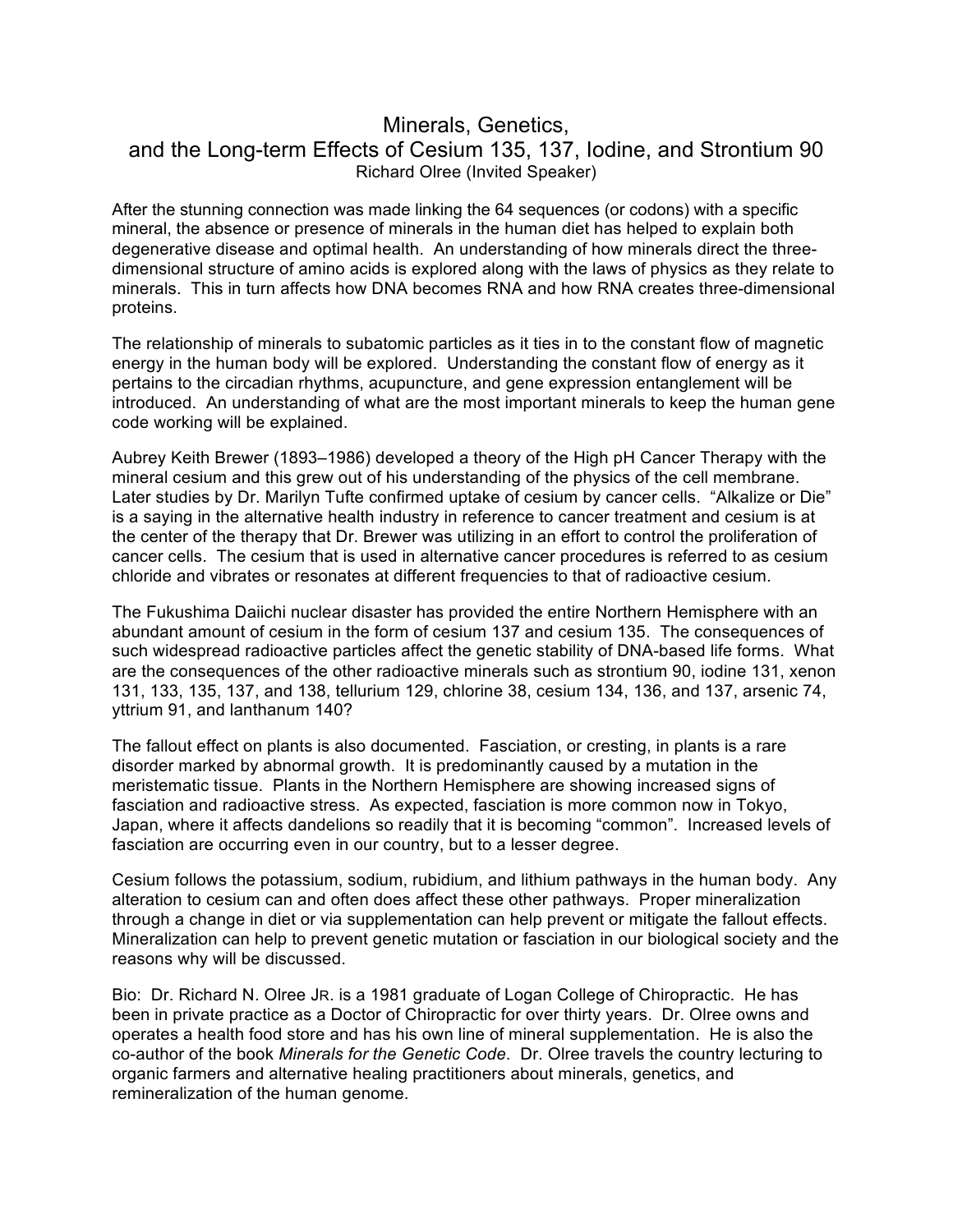# Minerals, Genetics, and the Long-term Effects of Cesium 135, 137, Iodine, and Strontium 90

Richard Olree (Invited Speaker)

After the stunning connection was made linking the 64 sequences (or codons) with a specific mineral, the absence or presence of minerals in the human diet has helped to explain both degenerative disease and optimal health. An understanding of how minerals direct the three-dimensional structure of amino acids is explored along with the laws of physics as they relate to minerals. This in turn affects how DNA becomes RNA and how RNA creates three-dimensional proteins.

The relationship of minerals to subatomic particles as it ties in to the constant flow of magnetic energy in the human body will be explored. Understanding the constant flow of energy as it pertains to the circadian rhythms, acupuncture, and gene expression entanglement will be introduced. An understanding of what are the most important minerals to keep the human gene code working will be explained.

Aubrey Keith Brewer (1893–1986) developed a theory of the High pH Cancer Therapy with the mineral cesium and this grew out of his understanding of the physics of the cell membrane. Later studies by Dr. Marilyn Tufte confirmed uptake of cesium by cancer cells. "Alkalize or Die" is a saying in the alternative health industry in reference to cancer treatment and cesium is at the center of the therapy that Dr. Brewer was utilizing in an effort to control the proliferation of cancer cells. The cesium that is used in alternative cancer procedures is referred to as cesium chloride and vibrates or resonates at different frequencies to that of radioactive cesium.

The Fukushima Daiichi nuclear disaster has provided the entire Northern Hemisphere with an abundant amount of cesium in the form of cesium 137 and cesium 135. The consequences of such widespread radioactive particles affect the genetic stability of DNA-based life forms. What are the consequences of the other radioactive minerals such as strontium 90, iodine 131, xenon 131, 133, 135, 137, and 138, tellurium 129, chlorine 38, cesium 134, 136, and 137, arsenic 74, yttrium 91, and lanthanum 140?

The fallout effect on plants is also documented. Fasciation, or cresting, in plants is a rare disorder marked by abnormal growth. It is predominantly caused by a mutation in the meristematic tissue. Plants in the Northern Hemisphere are showing increased signs of fasciation and radioactive stress. As expected, fasciation is more common now in Tokyo, Japan, where it affects dandelions so readily that it is becoming "common". Increased levels of fasciation are occurring even in our country, but to a lesser degree.

Cesium follows the potassium, sodium, rubidium, and lithium pathways in the human body. Any alteration to cesium can and often does affect these other pathways. Proper mineralization through a change in diet or via supplementation can help prevent or mitigate the fallout effects. Mineralization can help to prevent genetic mutation or fasciation in our biological society and the reasons why will be discussed.

Bio: Dr. Richard N. Olree Jr. is a 1981 graduate of Logan College of Chiropractic. He has been in private practice as a Doctor of Chiropractic for over thirty years. Dr. Olree owns and operates a health food store and has his own line of mineral supplementation. He is also the co-author of the book *Minerals for the Genetic Code*. Dr. Olree travels the country lecturing to organic farmers and alternative healing practitioners about minerals, genetics, and remineralization of the human genome.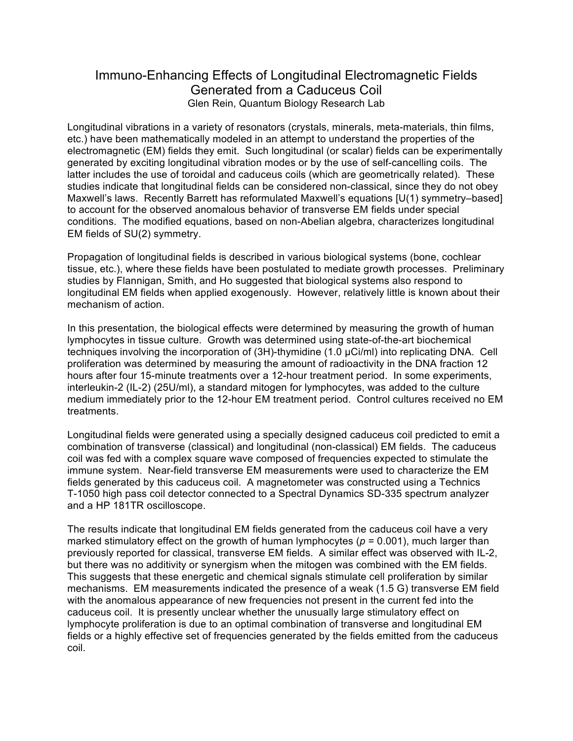# Immuno-Enhancing Effects of Longitudinal Electromagnetic Fields Generated from a Caduceus Coil

Glen Rein, Quantum Biology Research Lab

Longitudinal vibrations in a variety of resonators (crystals, minerals, meta-materials, thin films, etc.) have been mathematically modeled in an attempt to understand the properties of the electromagnetic (EM) fields they emit. Such longitudinal (or scalar) fields can be experimentally generated by exciting longitudinal vibration modes or by the use of self-cancelling coils. The latter includes the use of toroidal and caduceus coils (which are geometrically related). These studies indicate that longitudinal fields can be considered non-classical, since they do not obey Maxwell's laws. Recently Barrett has reformulated Maxwell's equations [U(1) symmetry–based] to account for the observed anomalous behavior of transverse EM fields under special conditions. The modified equations, based on non-Abelian algebra, characterizes longitudinal EM fields of SU(2) symmetry.

Propagation of longitudinal fields is described in various biological systems (bone, cochlear tissue, etc.), where these fields have been postulated to mediate growth processes. Preliminary studies by Flannigan, Smith, and Ho suggested that biological systems also respond to longitudinal EM fields when applied exogenously. However, relatively little is known about their mechanism of action.

In this presentation, the biological effects were determined by measuring the growth of human lymphocytes in tissue culture. Growth was determined using state-of-the-art biochemical techniques involving the incorporation of (3H)-thymidine (1.0 μCi/ml) into replicating DNA. Cell proliferation was determined by measuring the amount of radioactivity in the DNA fraction 12 hours after four 15-minute treatments over a 12-hour treatment period. In some experiments, interleukin-2 (IL-2) (25U/ml), a standard mitogen for lymphocytes, was added to the culture medium immediately prior to the 12-hour EM treatment period. Control cultures received no EM treatments.

Longitudinal fields were generated using a specially designed caduceus coil predicted to emit a combination of transverse (classical) and longitudinal (non-classical) EM fields. The caduceus coil was fed with a complex square wave composed of frequencies expected to stimulate the immune system. Near-field transverse EM measurements were used to characterize the EM fields generated by this caduceus coil. A magnetometer was constructed using a Technics T-1050 high pass coil detector connected to a Spectral Dynamics SD-335 spectrum analyzer and a HP 181TR oscilloscope.

The results indicate that longitudinal EM fields generated from the caduceus coil have a very marked stimulatory effect on the growth of human lymphocytes ($p = 0.001$), much larger than previously reported for classical, transverse EM fields. A similar effect was observed with IL-2, but there was no additivity or synergism when the mitogen was combined with the EM fields. This suggests that these energetic and chemical signals stimulate cell proliferation by similar mechanisms. EM measurements indicated the presence of a weak (1.5 G) transverse EM field with the anomalous appearance of new frequencies not present in the current fed into the caduceus coil. It is presently unclear whether the unusually large stimulatory effect on lymphocyte proliferation is due to an optimal combination of transverse and longitudinal EM fields or a highly effective set of frequencies generated by the fields emitted from the caduceus coil.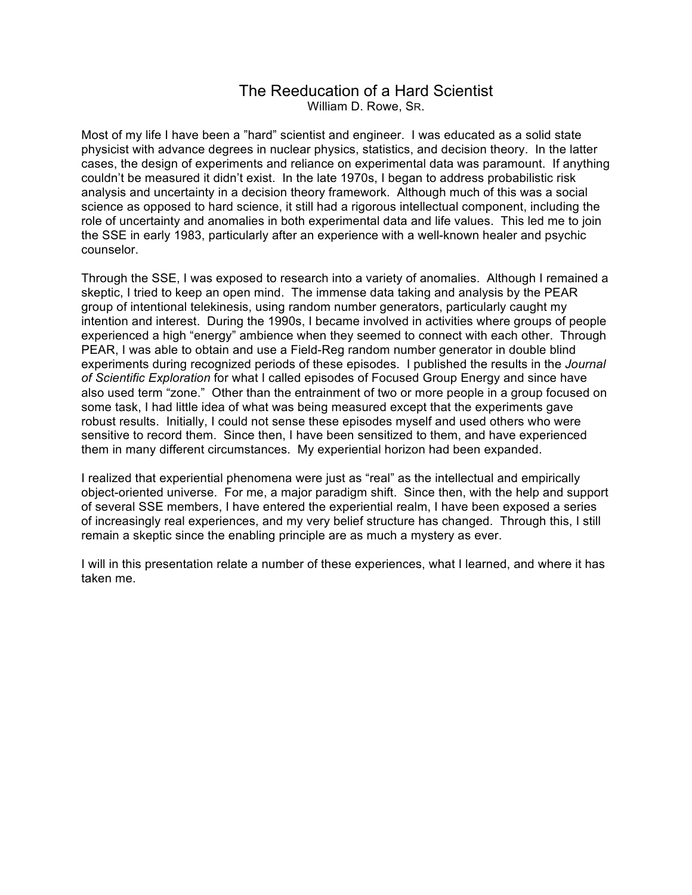# The Reeducation of a Hard Scientist

William D. Rowe, Sr.

Most of my life I have been a "hard" scientist and engineer. I was educated as a solid state physicist with advance degrees in nuclear physics, statistics, and decision theory. In the latter cases, the design of experiments and reliance on experimental data was paramount. If anything couldn't be measured it didn't exist. In the late 1970s, I began to address probabilistic risk analysis and uncertainty in a decision theory framework. Although much of this was a social science as opposed to hard science, it still had a rigorous intellectual component, including the role of uncertainty and anomalies in both experimental data and life values. This led me to join the SSE in early 1983, particularly after an experience with a well-known healer and psychic counselor.

Through the SSE, I was exposed to research into a variety of anomalies. Although I remained a skeptic, I tried to keep an open mind. The immense data taking and analysis by the PEAR group of intentional telekinesis, using random number generators, particularly caught my intention and interest. During the 1990s, I became involved in activities where groups of people experienced a high "energy" ambience when they seemed to connect with each other. Through PEAR, I was able to obtain and use a Field-Reg random number generator in double blind experiments during recognized periods of these episodes. I published the results in the *Journal of Scientific Exploration* for what I called episodes of Focused Group Energy and since have also used term "zone." Other than the entrainment of two or more people in a group focused on some task, I had little idea of what was being measured except that the experiments gave robust results. Initially, I could not sense these episodes myself and used others who were sensitive to record them. Since then, I have been sensitized to them, and have experienced them in many different circumstances. My experiential horizon had been expanded.

I realized that experiential phenomena were just as "real" as the intellectual and empirically object-oriented universe. For me, a major paradigm shift. Since then, with the help and support of several SSE members, I have entered the experiential realm, I have been exposed a series of increasingly real experiences, and my very belief structure has changed. Through this, I still remain a skeptic since the enabling principle are as much a mystery as ever.

I will in this presentation relate a number of these experiences, what I learned, and where it has taken me.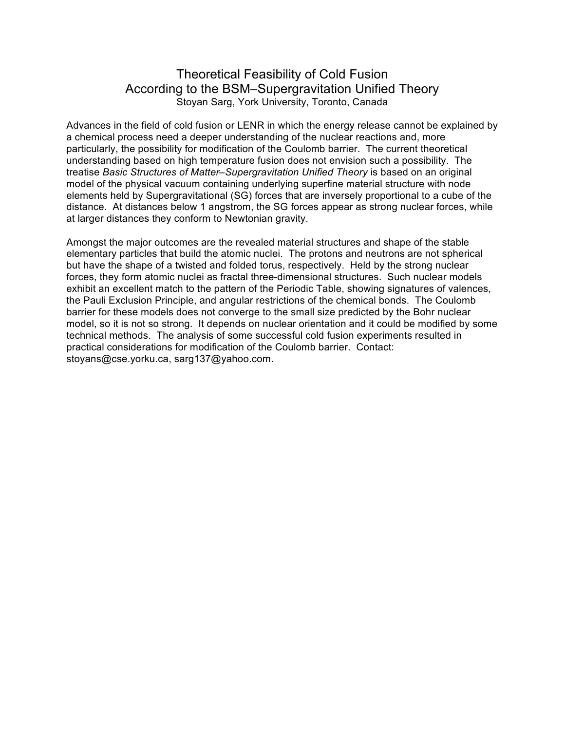# Theoretical Feasibility of Cold Fusion According to the BSM–Supergravitation Unified Theory

Stoyan Sarg, York University, Toronto, Canada

Advances in the field of cold fusion or LENR in which the energy release cannot be explained by a chemical process need a deeper understanding of the nuclear reactions and, more particularly, the possibility for modification of the Coulomb barrier. The current theoretical understanding based on high temperature fusion does not envision such a possibility. The treatise *Basic Structures of Matter–Supergravitation Unified Theory* is based on an original model of the physical vacuum containing underlying superfine material structure with node elements held by Supergravitational (SG) forces that are inversely proportional to a cube of the distance. At distances below 1 angstrom, the SG forces appear as strong nuclear forces, while at larger distances they conform to Newtonian gravity.

Amongst the major outcomes are the revealed material structures and shape of the stable elementary particles that build the atomic nuclei. The protons and neutrons are not spherical but have the shape of a twisted and folded torus, respectively. Held by the strong nuclear forces, they form atomic nuclei as fractal three-dimensional structures. Such nuclear models exhibit an excellent match to the pattern of the Periodic Table, showing signatures of valences, the Pauli Exclusion Principle, and angular restrictions of the chemical bonds. The Coulomb barrier for these models does not converge to the small size predicted by the Bohr nuclear model, so it is not so strong. It depends on nuclear orientation and it could be modified by some technical methods. The analysis of some successful cold fusion experiments resulted in practical considerations for modification of the Coulomb barrier. Contact: stoyans@cse.yorku.ca, sarg137@yahoo.com.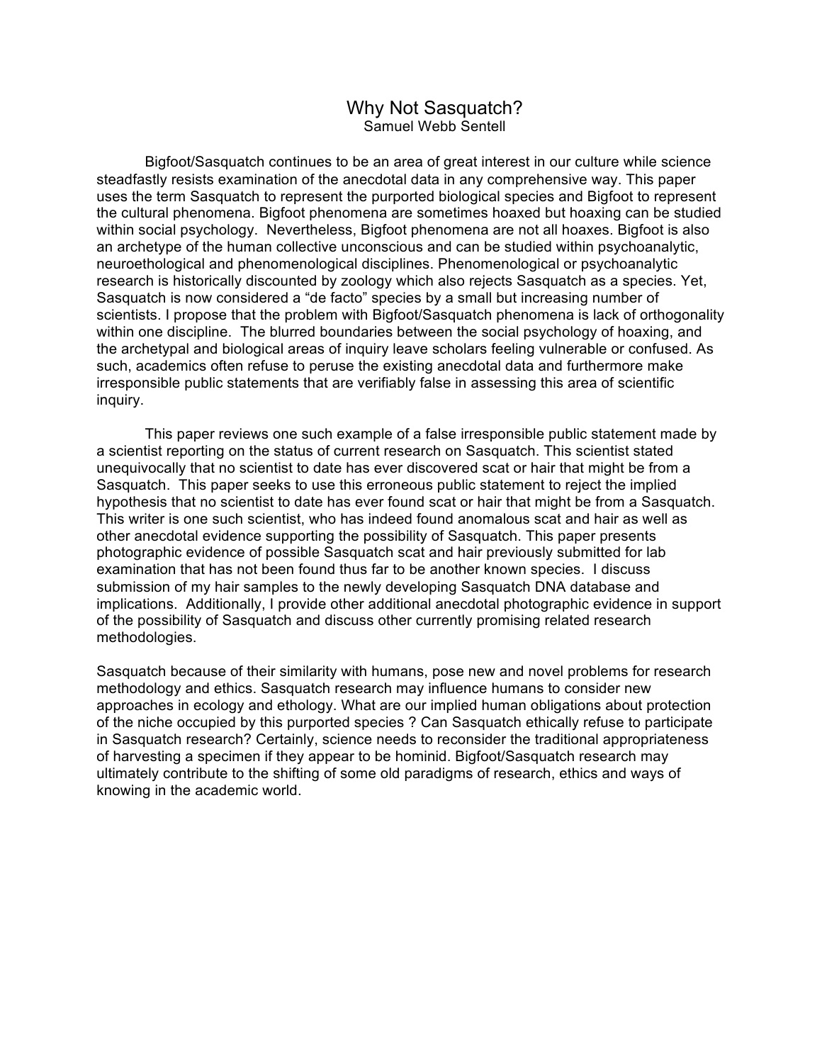# Why Not Sasquatch?

Samuel Webb Sentell

Bigfoot/Sasquatch continues to be an area of great interest in our culture while science steadfastly resists examination of the anecdotal data in any comprehensive way. This paper uses the term Sasquatch to represent the purported biological species and Bigfoot to represent the cultural phenomena. Bigfoot phenomena are sometimes hoaxed but hoaxing can be studied within social psychology. Nevertheless, Bigfoot phenomena are not all hoaxes. Bigfoot is also an archetype of the human collective unconscious and can be studied within psychoanalytic, neuroethological and phenomenological disciplines. Phenomenological or psychoanalytic research is historically discounted by zoology which also rejects Sasquatch as a species. Yet, Sasquatch is now considered a "de facto" species by a small but increasing number of scientists. I propose that the problem with Bigfoot/Sasquatch phenomena is lack of orthogonality within one discipline. The blurred boundaries between the social psychology of hoaxing, and the archetypal and biological areas of inquiry leave scholars feeling vulnerable or confused. As such, academics often refuse to peruse the existing anecdotal data and furthermore make irresponsible public statements that are verifiably false in assessing this area of scientific inquiry.

This paper reviews one such example of a false irresponsible public statement made by a scientist reporting on the status of current research on Sasquatch. This scientist stated unequivocally that no scientist to date has ever discovered scat or hair that might be from a Sasquatch. This paper seeks to use this erroneous public statement to reject the implied hypothesis that no scientist to date has ever found scat or hair that might be from a Sasquatch. This writer is one such scientist, who has indeed found anomalous scat and hair as well as other anecdotal evidence supporting the possibility of Sasquatch. This paper presents photographic evidence of possible Sasquatch scat and hair previously submitted for lab examination that has not been found thus far to be another known species. I discuss submission of my hair samples to the newly developing Sasquatch DNA database and implications. Additionally, I provide other additional anecdotal photographic evidence in support of the possibility of Sasquatch and discuss other currently promising related research methodologies.

Sasquatch because of their similarity with humans, pose new and novel problems for research methodology and ethics. Sasquatch research may influence humans to consider new approaches in ecology and ethology. What are our implied human obligations about protection of the niche occupied by this purported species ? Can Sasquatch ethically refuse to participate in Sasquatch research? Certainly, science needs to reconsider the traditional appropriateness of harvesting a specimen if they appear to be hominid. Bigfoot/Sasquatch research may ultimately contribute to the shifting of some old paradigms of research, ethics and ways of knowing in the academic world.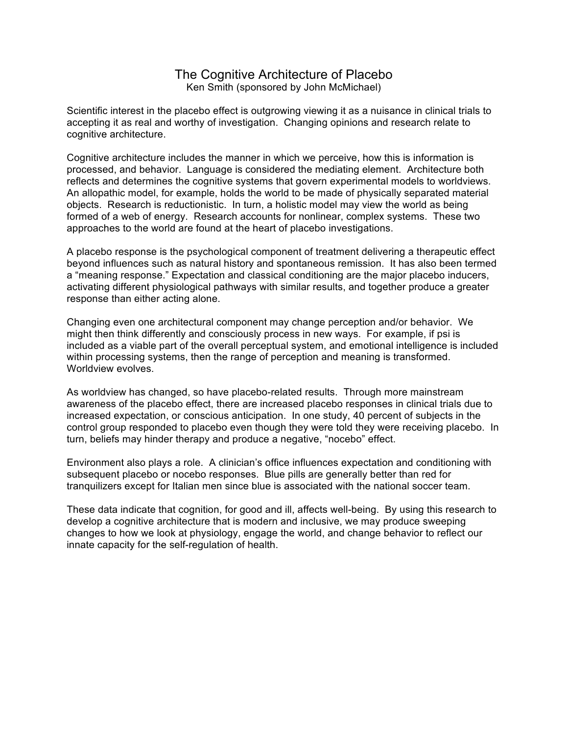# The Cognitive Architecture of Placebo

Ken Smith (sponsored by John McMichael)

Scientific interest in the placebo effect is outgrowing viewing it as a nuisance in clinical trials to accepting it as real and worthy of investigation. Changing opinions and research relate to cognitive architecture.

Cognitive architecture includes the manner in which we perceive, how this is information is processed, and behavior. Language is considered the mediating element. Architecture both reflects and determines the cognitive systems that govern experimental models to worldviews. An allopathic model, for example, holds the world to be made of physically separated material objects. Research is reductionistic. In turn, a holistic model may view the world as being formed of a web of energy. Research accounts for nonlinear, complex systems. These two approaches to the world are found at the heart of placebo investigations.

A placebo response is the psychological component of treatment delivering a therapeutic effect beyond influences such as natural history and spontaneous remission. It has also been termed a "meaning response." Expectation and classical conditioning are the major placebo inducers, activating different physiological pathways with similar results, and together produce a greater response than either acting alone.

Changing even one architectural component may change perception and/or behavior. We might then think differently and consciously process in new ways. For example, if psi is included as a viable part of the overall perceptual system, and emotional intelligence is included within processing systems, then the range of perception and meaning is transformed. Worldview evolves.

As worldview has changed, so have placebo-related results. Through more mainstream awareness of the placebo effect, there are increased placebo responses in clinical trials due to increased expectation, or conscious anticipation. In one study, 40 percent of subjects in the control group responded to placebo even though they were told they were receiving placebo. In turn, beliefs may hinder therapy and produce a negative, "nocebo" effect.

Environment also plays a role. A clinician's office influences expectation and conditioning with subsequent placebo or nocebo responses. Blue pills are generally better than red for tranquilizers except for Italian men since blue is associated with the national soccer team.

These data indicate that cognition, for good and ill, affects well-being. By using this research to develop a cognitive architecture that is modern and inclusive, we may produce sweeping changes to how we look at physiology, engage the world, and change behavior to reflect our innate capacity for the self-regulation of health.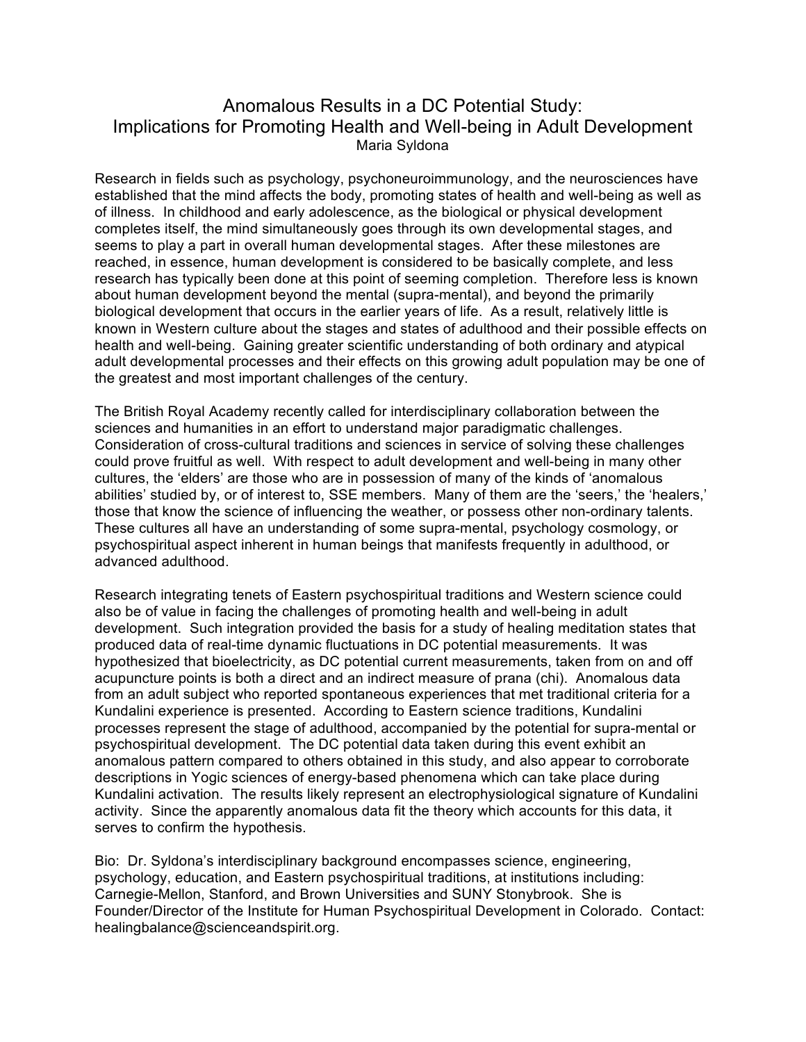# Anomalous Results in a DC Potential Study: Implications for Promoting Health and Well-being in Adult Development

Maria Syldona

Research in fields such as psychology, psychoneuroimmunology, and the neurosciences have established that the mind affects the body, promoting states of health and well-being as well as of illness. In childhood and early adolescence, as the biological or physical development completes itself, the mind simultaneously goes through its own developmental stages, and seems to play a part in overall human developmental stages. After these milestones are reached, in essence, human development is considered to be basically complete, and less research has typically been done at this point of seeming completion. Therefore less is known about human development beyond the mental (supra-mental), and beyond the primarily biological development that occurs in the earlier years of life. As a result, relatively little is known in Western culture about the stages and states of adulthood and their possible effects on health and well-being. Gaining greater scientific understanding of both ordinary and atypical adult developmental processes and their effects on this growing adult population may be one of the greatest and most important challenges of the century.

The British Royal Academy recently called for interdisciplinary collaboration between the sciences and humanities in an effort to understand major paradigmatic challenges. Consideration of cross-cultural traditions and sciences in service of solving these challenges could prove fruitful as well. With respect to adult development and well-being in many other cultures, the 'elders' are those who are in possession of many of the kinds of 'anomalous abilities' studied by, or of interest to, SSE members. Many of them are the 'seers,' the 'healers,' those that know the science of influencing the weather, or possess other non-ordinary talents. These cultures all have an understanding of some supra-mental, psychology cosmology, or psychospiritual aspect inherent in human beings that manifests frequently in adulthood, or advanced adulthood.

Research integrating tenets of Eastern psychospiritual traditions and Western science could also be of value in facing the challenges of promoting health and well-being in adult development. Such integration provided the basis for a study of healing meditation states that produced data of real-time dynamic fluctuations in DC potential measurements. It was hypothesized that bioelectricity, as DC potential current measurements, taken from on and off acupuncture points is both a direct and an indirect measure of prana (chi). Anomalous data from an adult subject who reported spontaneous experiences that met traditional criteria for a Kundalini experience is presented. According to Eastern science traditions, Kundalini processes represent the stage of adulthood, accompanied by the potential for supra-mental or psychospiritual development. The DC potential data taken during this event exhibit an anomalous pattern compared to others obtained in this study, and also appear to corroborate descriptions in Yogic sciences of energy-based phenomena which can take place during Kundalini activation. The results likely represent an electrophysiological signature of Kundalini activity. Since the apparently anomalous data fit the theory which accounts for this data, it serves to confirm the hypothesis.

Bio: Dr. Syldona's interdisciplinary background encompasses science, engineering, psychology, education, and Eastern psychospiritual traditions, at institutions including: Carnegie-Mellon, Stanford, and Brown Universities and SUNY Stonybrook. She is Founder/Director of the Institute for Human Psychospiritual Development in Colorado. Contact: healingbalance@scienceandspirit.org.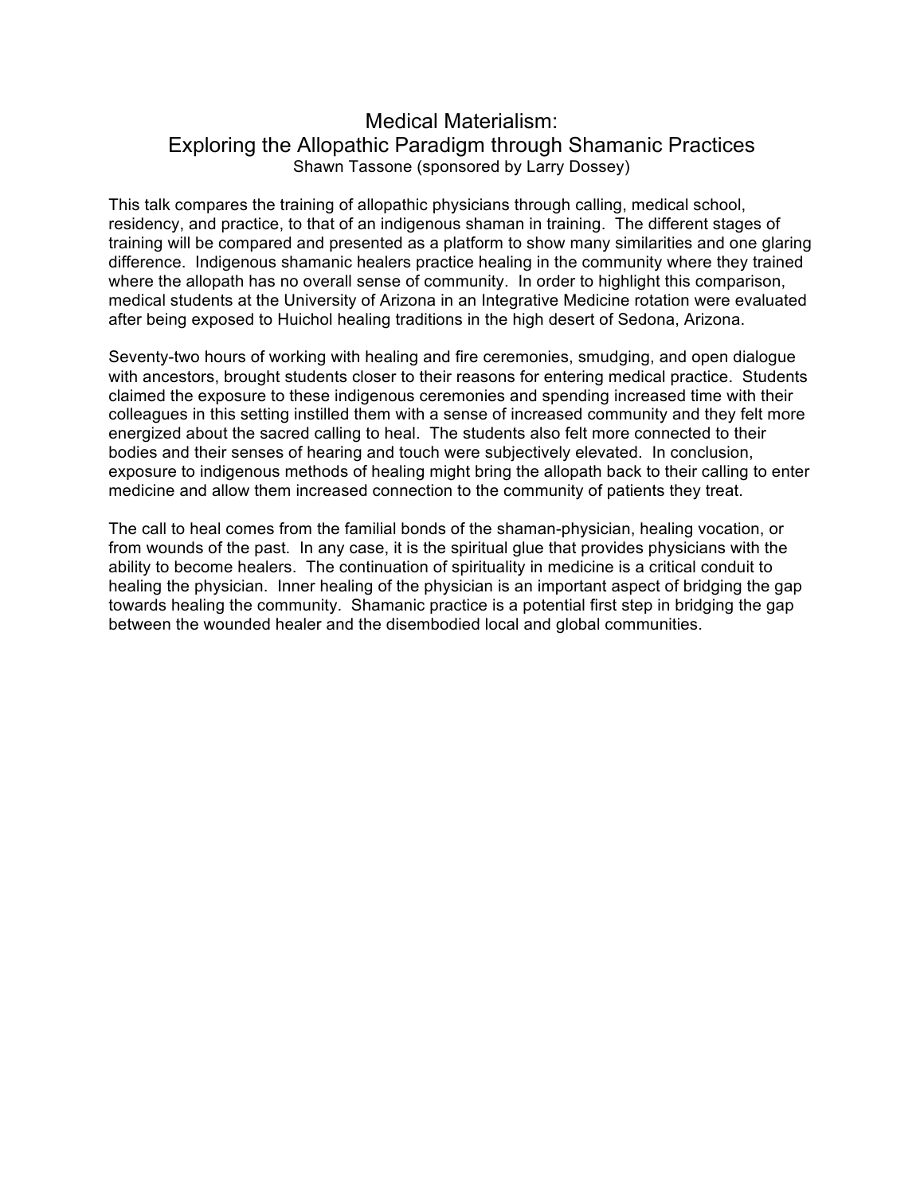# Medical Materialism:
# Exploring the Allopathic Paradigm through Shamanic Practices

Shawn Tassone (sponsored by Larry Dossey)

This talk compares the training of allopathic physicians through calling, medical school, residency, and practice, to that of an indigenous shaman in training. The different stages of training will be compared and presented as a platform to show many similarities and one glaring difference. Indigenous shamanic healers practice healing in the community where they trained where the allopath has no overall sense of community. In order to highlight this comparison, medical students at the University of Arizona in an Integrative Medicine rotation were evaluated after being exposed to Huichol healing traditions in the high desert of Sedona, Arizona.

Seventy-two hours of working with healing and fire ceremonies, smudging, and open dialogue with ancestors, brought students closer to their reasons for entering medical practice. Students claimed the exposure to these indigenous ceremonies and spending increased time with their colleagues in this setting instilled them with a sense of increased community and they felt more energized about the sacred calling to heal. The students also felt more connected to their bodies and their senses of hearing and touch were subjectively elevated. In conclusion, exposure to indigenous methods of healing might bring the allopath back to their calling to enter medicine and allow them increased connection to the community of patients they treat.

The call to heal comes from the familial bonds of the shaman-physician, healing vocation, or from wounds of the past. In any case, it is the spiritual glue that provides physicians with the ability to become healers. The continuation of spirituality in medicine is a critical conduit to healing the physician. Inner healing of the physician is an important aspect of bridging the gap towards healing the community. Shamanic practice is a potential first step in bridging the gap between the wounded healer and the disembodied local and global communities.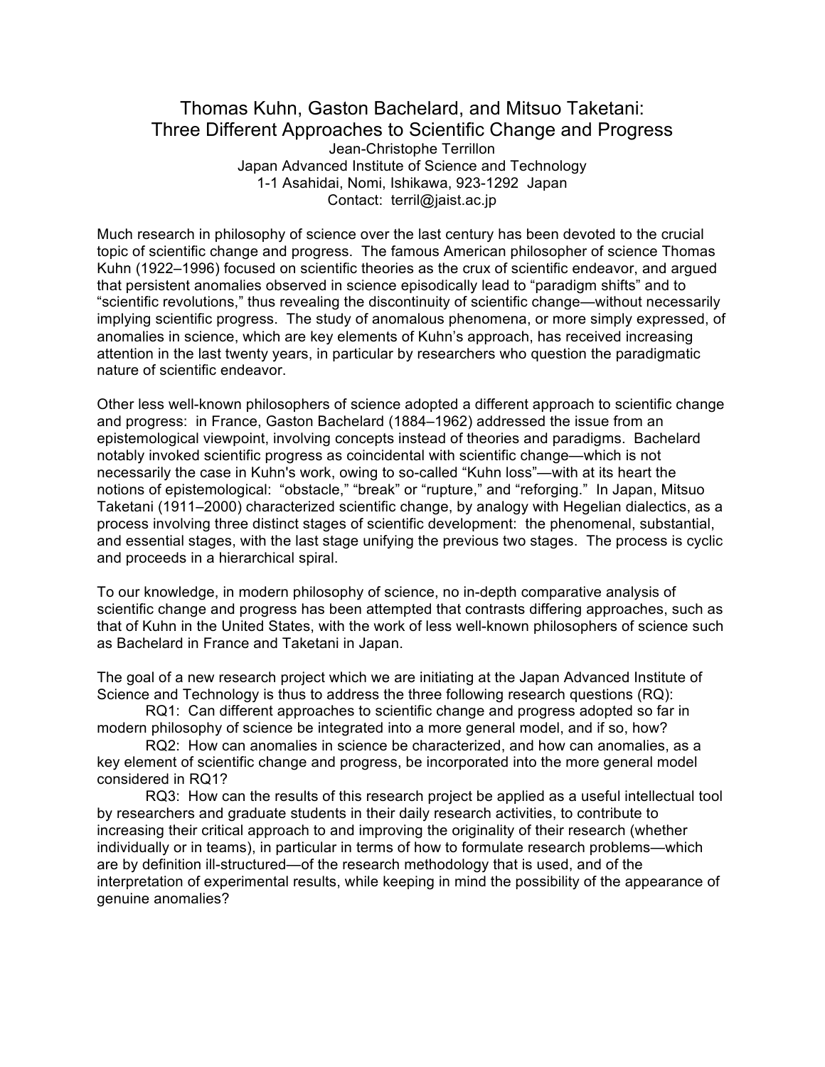# Thomas Kuhn, Gaston Bachelard, and Mitsuo Taketani: Three Different Approaches to Scientific Change and Progress

Jean-Christophe Terrillon
Japan Advanced Institute of Science and Technology
1-1 Asahidai, Nomi, Ishikawa, 923-1292 Japan
Contact: terril@jaist.ac.jp

Much research in philosophy of science over the last century has been devoted to the crucial topic of scientific change and progress. The famous American philosopher of science Thomas Kuhn (1922–1996) focused on scientific theories as the crux of scientific endeavor, and argued that persistent anomalies observed in science episodically lead to "paradigm shifts" and to "scientific revolutions," thus revealing the discontinuity of scientific change—without necessarily implying scientific progress. The study of anomalous phenomena, or more simply expressed, of anomalies in science, which are key elements of Kuhn's approach, has received increasing attention in the last twenty years, in particular by researchers who question the paradigmatic nature of scientific endeavor.

Other less well-known philosophers of science adopted a different approach to scientific change and progress: in France, Gaston Bachelard (1884–1962) addressed the issue from an epistemological viewpoint, involving concepts instead of theories and paradigms. Bachelard notably invoked scientific progress as coincidental with scientific change—which is not necessarily the case in Kuhn's work, owing to so-called "Kuhn loss"—with at its heart the notions of epistemological: "obstacle," "break" or "rupture," and "reforging." In Japan, Mitsuo Taketani (1911–2000) characterized scientific change, by analogy with Hegelian dialectics, as a process involving three distinct stages of scientific development: the phenomenal, substantial, and essential stages, with the last stage unifying the previous two stages. The process is cyclic and proceeds in a hierarchical spiral.

To our knowledge, in modern philosophy of science, no in-depth comparative analysis of scientific change and progress has been attempted that contrasts differing approaches, such as that of Kuhn in the United States, with the work of less well-known philosophers of science such as Bachelard in France and Taketani in Japan.

The goal of a new research project which we are initiating at the Japan Advanced Institute of Science and Technology is thus to address the three following research questions (RQ):

RQ1: Can different approaches to scientific change and progress adopted so far in modern philosophy of science be integrated into a more general model, and if so, how?

RQ2: How can anomalies in science be characterized, and how can anomalies, as a key element of scientific change and progress, be incorporated into the more general model considered in RQ1?

RQ3: How can the results of this research project be applied as a useful intellectual tool by researchers and graduate students in their daily research activities, to contribute to increasing their critical approach to and improving the originality of their research (whether individually or in teams), in particular in terms of how to formulate research problems—which are by definition ill-structured—of the research methodology that is used, and of the interpretation of experimental results, while keeping in mind the possibility of the appearance of genuine anomalies?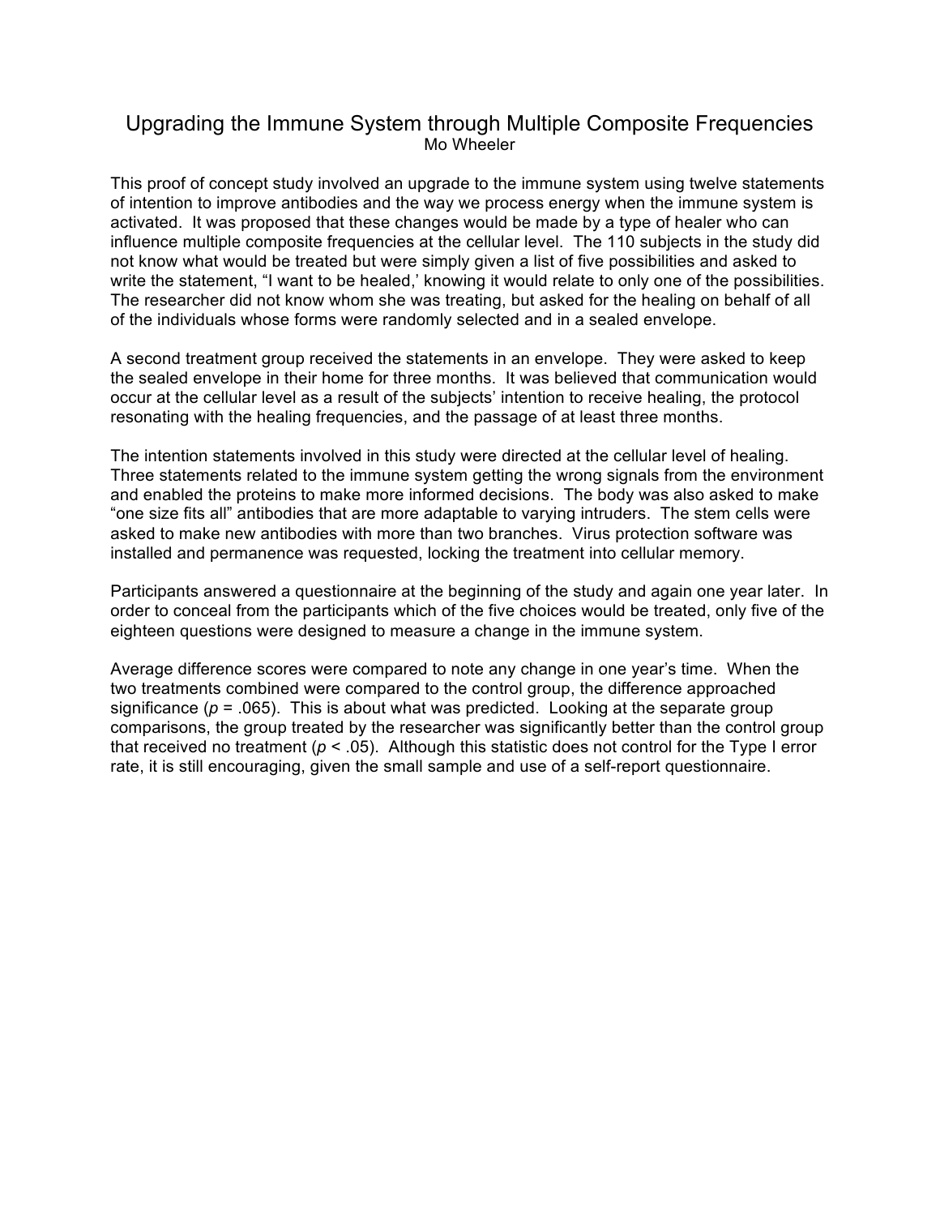# Upgrading the Immune System through Multiple Composite Frequencies

Mo Wheeler

This proof of concept study involved an upgrade to the immune system using twelve statements of intention to improve antibodies and the way we process energy when the immune system is activated. It was proposed that these changes would be made by a type of healer who can influence multiple composite frequencies at the cellular level. The 110 subjects in the study did not know what would be treated but were simply given a list of five possibilities and asked to write the statement, "I want to be healed,' knowing it would relate to only one of the possibilities. The researcher did not know whom she was treating, but asked for the healing on behalf of all of the individuals whose forms were randomly selected and in a sealed envelope.

A second treatment group received the statements in an envelope. They were asked to keep the sealed envelope in their home for three months. It was believed that communication would occur at the cellular level as a result of the subjects' intention to receive healing, the protocol resonating with the healing frequencies, and the passage of at least three months.

The intention statements involved in this study were directed at the cellular level of healing. Three statements related to the immune system getting the wrong signals from the environment and enabled the proteins to make more informed decisions. The body was also asked to make "one size fits all" antibodies that are more adaptable to varying intruders. The stem cells were asked to make new antibodies with more than two branches. Virus protection software was installed and permanence was requested, locking the treatment into cellular memory.

Participants answered a questionnaire at the beginning of the study and again one year later. In order to conceal from the participants which of the five choices would be treated, only five of the eighteen questions were designed to measure a change in the immune system.

Average difference scores were compared to note any change in one year's time. When the two treatments combined were compared to the control group, the difference approached significance ($p = .065$). This is about what was predicted. Looking at the separate group comparisons, the group treated by the researcher was significantly better than the control group that received no treatment ($p < .05$). Although this statistic does not control for the Type I error rate, it is still encouraging, given the small sample and use of a self-report questionnaire.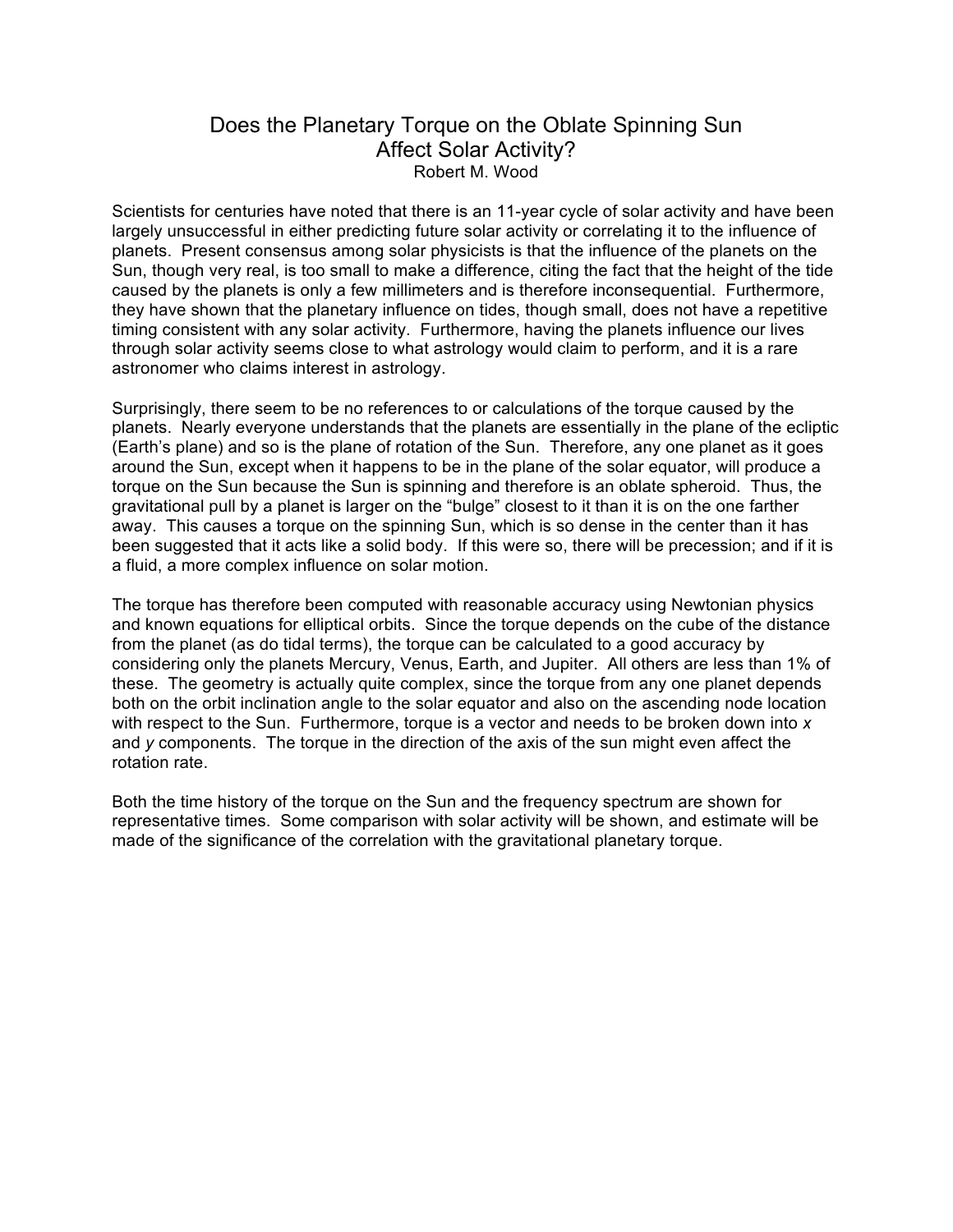# Does the Planetary Torque on the Oblate Spinning Sun Affect Solar Activity?

Robert M. Wood

Scientists for centuries have noted that there is an 11-year cycle of solar activity and have been largely unsuccessful in either predicting future solar activity or correlating it to the influence of planets. Present consensus among solar physicists is that the influence of the planets on the Sun, though very real, is too small to make a difference, citing the fact that the height of the tide caused by the planets is only a few millimeters and is therefore inconsequential. Furthermore, they have shown that the planetary influence on tides, though small, does not have a repetitive timing consistent with any solar activity. Furthermore, having the planets influence our lives through solar activity seems close to what astrology would claim to perform, and it is a rare astronomer who claims interest in astrology.

Surprisingly, there seem to be no references to or calculations of the torque caused by the planets. Nearly everyone understands that the planets are essentially in the plane of the ecliptic (Earth's plane) and so is the plane of rotation of the Sun. Therefore, any one planet as it goes around the Sun, except when it happens to be in the plane of the solar equator, will produce a torque on the Sun because the Sun is spinning and therefore is an oblate spheroid. Thus, the gravitational pull by a planet is larger on the "bulge" closest to it than it is on the one farther away. This causes a torque on the spinning Sun, which is so dense in the center than it has been suggested that it acts like a solid body. If this were so, there will be precession; and if it is a fluid, a more complex influence on solar motion.

The torque has therefore been computed with reasonable accuracy using Newtonian physics and known equations for elliptical orbits. Since the torque depends on the cube of the distance from the planet (as do tidal terms), the torque can be calculated to a good accuracy by considering only the planets Mercury, Venus, Earth, and Jupiter. All others are less than 1% of these. The geometry is actually quite complex, since the torque from any one planet depends both on the orbit inclination angle to the solar equator and also on the ascending node location with respect to the Sun. Furthermore, torque is a vector and needs to be broken down into $x$ and $y$ components. The torque in the direction of the axis of the sun might even affect the rotation rate.

Both the time history of the torque on the Sun and the frequency spectrum are shown for representative times. Some comparison with solar activity will be shown, and estimate will be made of the significance of the correlation with the gravitational planetary torque.